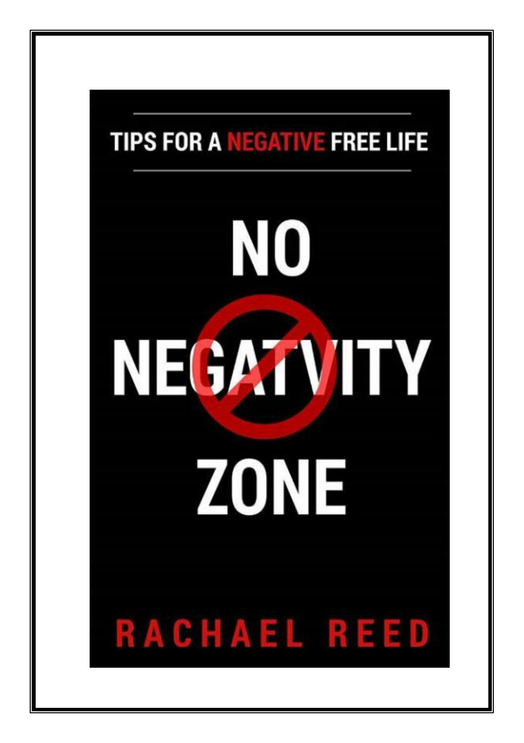TIPS FOR A NEGATIVE FREE LIFE

# NO NEGATVITY ZONE

RACHAEL REED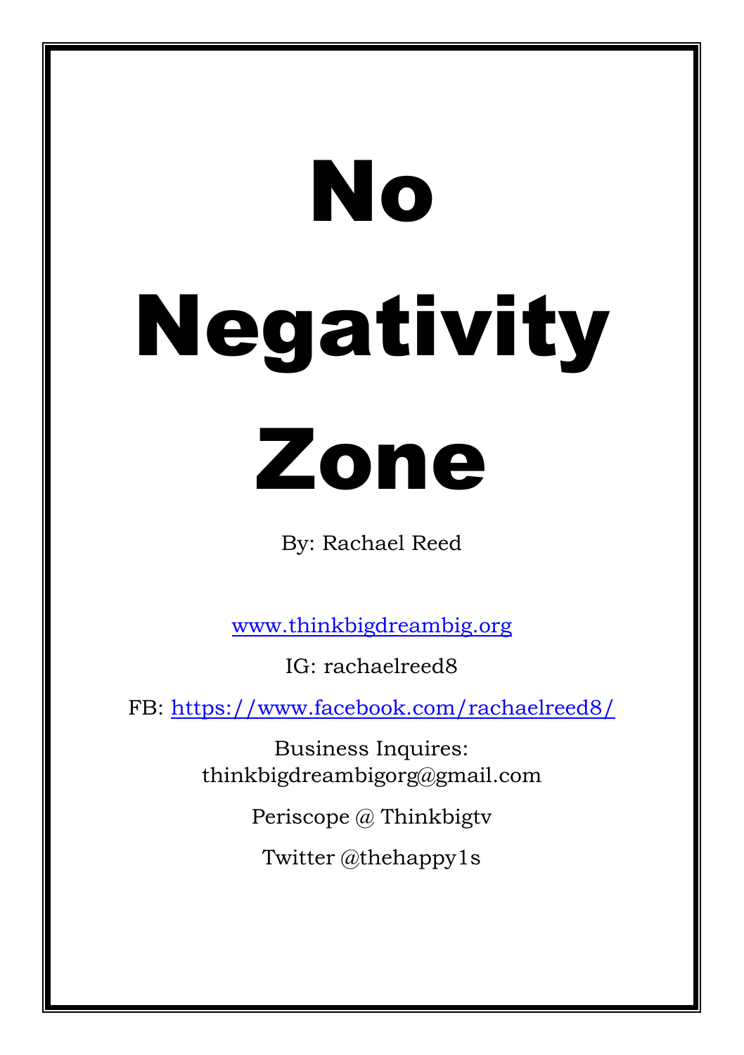# No Negativity Zone

By: Rachael Reed

www.thinkbigdreambig.org

IG: rachaelreed8

FB: https://www.facebook.com/rachaelreed8/

Business Inquires: thinkbigdreambigorg@gmail.com

Periscope @ Thinkbigtv

Twitter @thehappy1s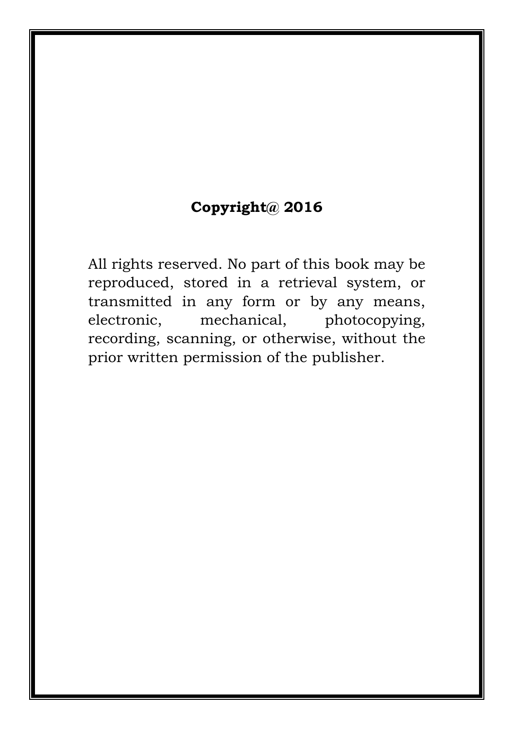**Copyright@ 2016**

All rights reserved. No part of this book may be reproduced, stored in a retrieval system, or transmitted in any form or by any means, electronic, mechanical, photocopying, recording, scanning, or otherwise, without the prior written permission of the publisher.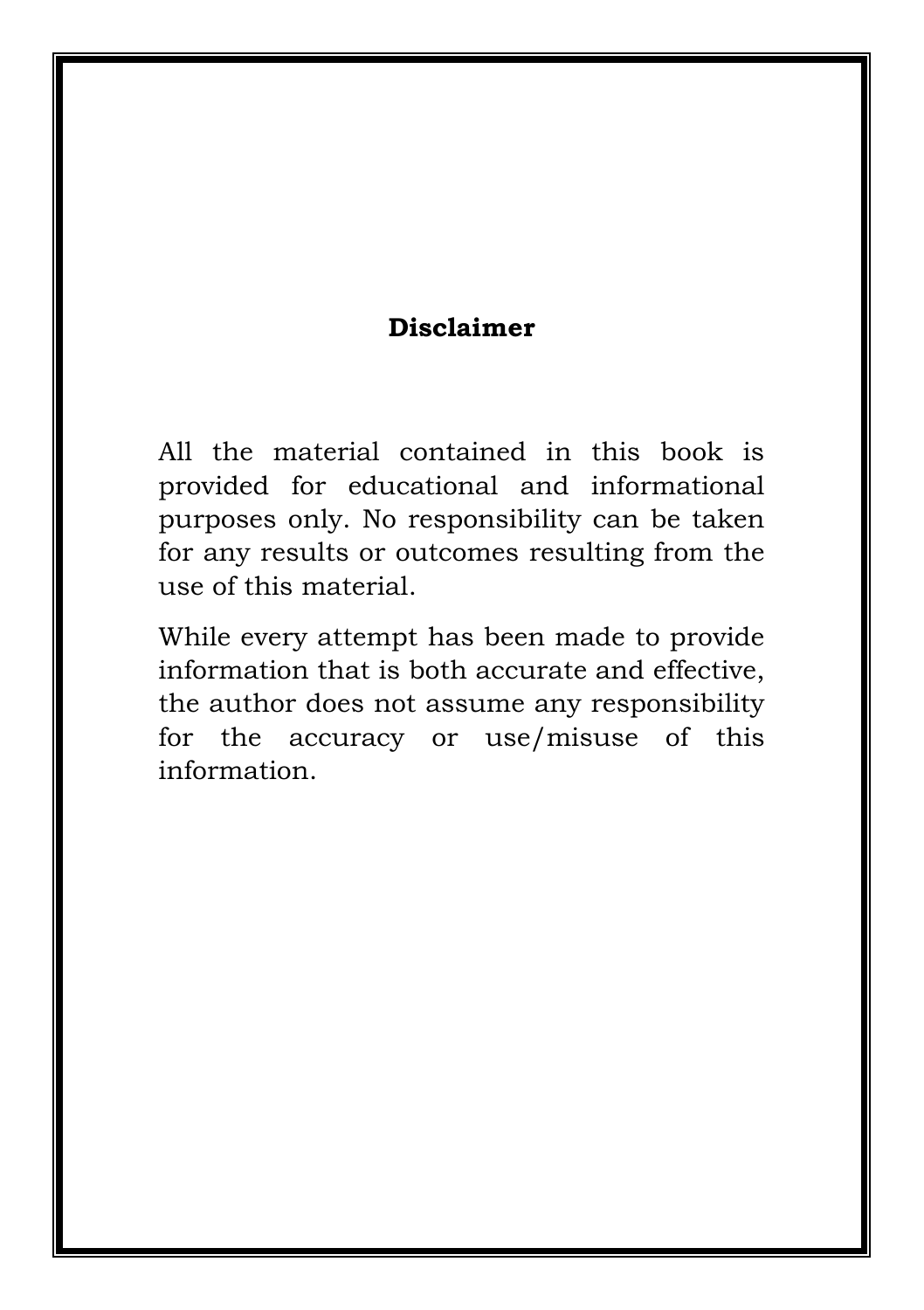## Disclaimer

All the material contained in this book is provided for educational and informational purposes only. No responsibility can be taken for any results or outcomes resulting from the use of this material.

While every attempt has been made to provide information that is both accurate and effective, the author does not assume any responsibility for the accuracy or use/misuse of this information.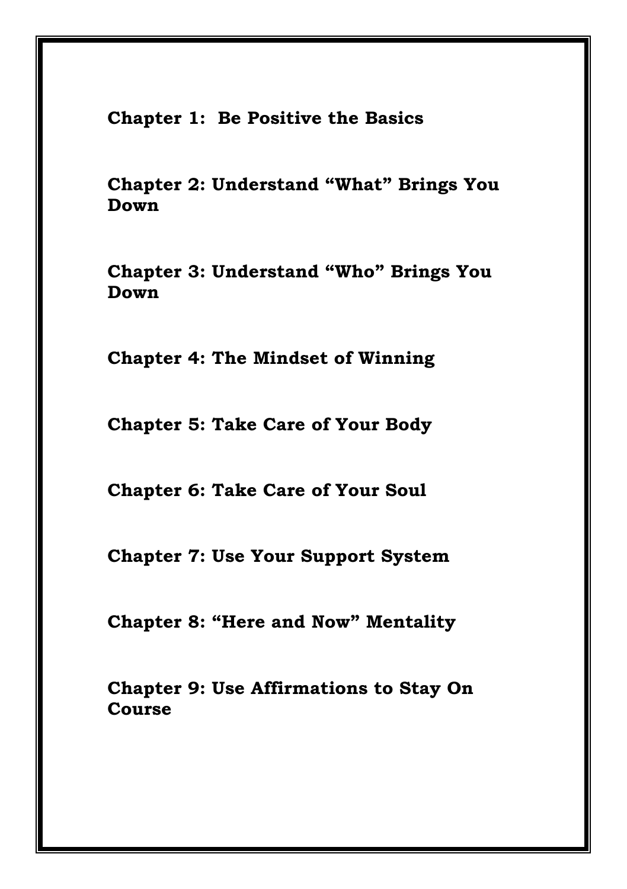**Chapter 1: Be Positive the Basics**

**Chapter 2: Understand "What" Brings You Down**

**Chapter 3: Understand "Who" Brings You Down**

**Chapter 4: The Mindset of Winning**

**Chapter 5: Take Care of Your Body**

**Chapter 6: Take Care of Your Soul**

**Chapter 7: Use Your Support System**

**Chapter 8: "Here and Now" Mentality**

**Chapter 9: Use Affirmations to Stay On Course**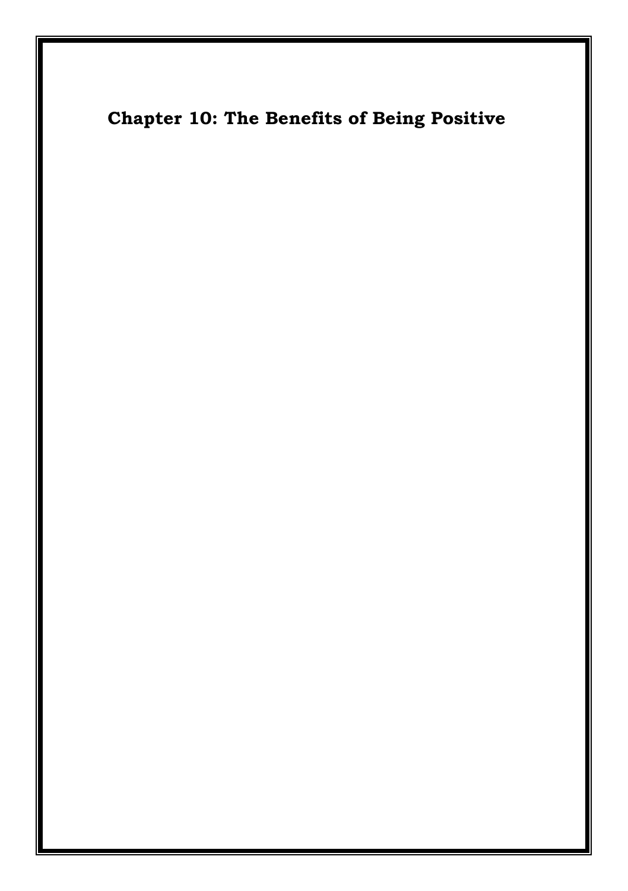## Chapter 10: The Benefits of Being Positive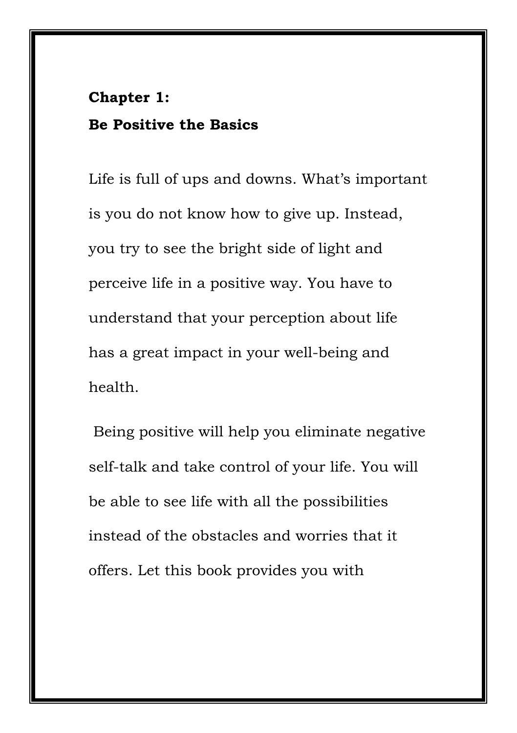## Chapter 1:
## Be Positive the Basics

Life is full of ups and downs. What's important is you do not know how to give up. Instead, you try to see the bright side of light and perceive life in a positive way. You have to understand that your perception about life has a great impact in your well-being and health.

Being positive will help you eliminate negative self-talk and take control of your life. You will be able to see life with all the possibilities instead of the obstacles and worries that it offers. Let this book provides you with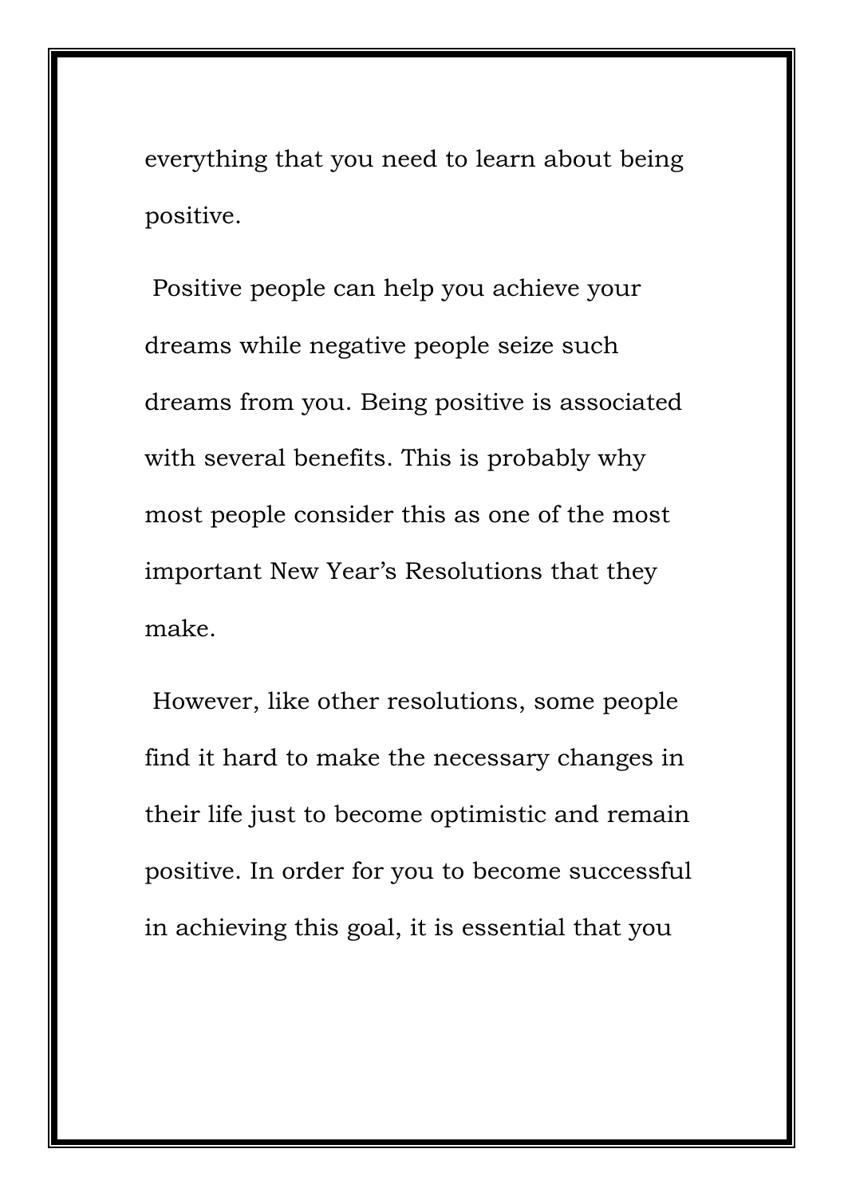everything that you need to learn about being positive.

Positive people can help you achieve your dreams while negative people seize such dreams from you. Being positive is associated with several benefits. This is probably why most people consider this as one of the most important New Year's Resolutions that they make.

However, like other resolutions, some people find it hard to make the necessary changes in their life just to become optimistic and remain positive. In order for you to become successful in achieving this goal, it is essential that you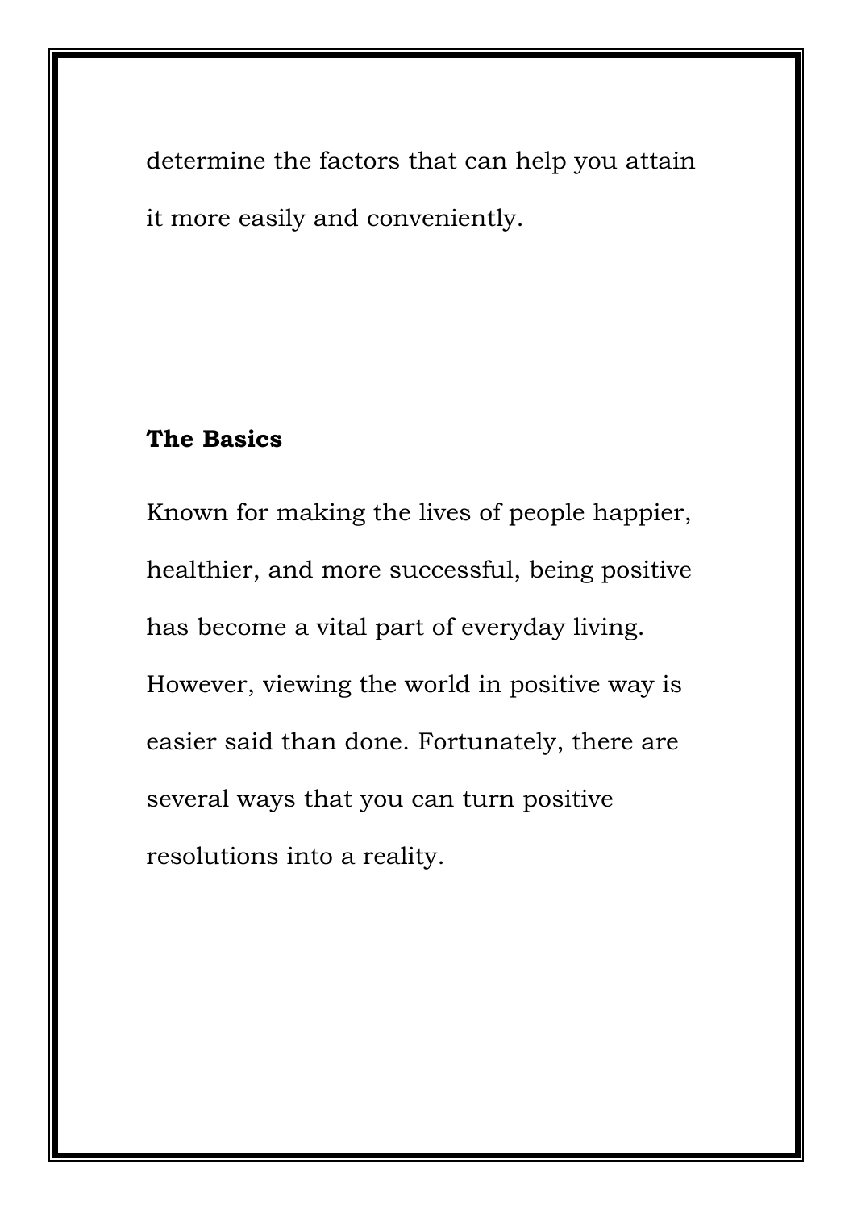determine the factors that can help you attain it more easily and conveniently.

**The Basics**

Known for making the lives of people happier, healthier, and more successful, being positive has become a vital part of everyday living. However, viewing the world in positive way is easier said than done. Fortunately, there are several ways that you can turn positive resolutions into a reality.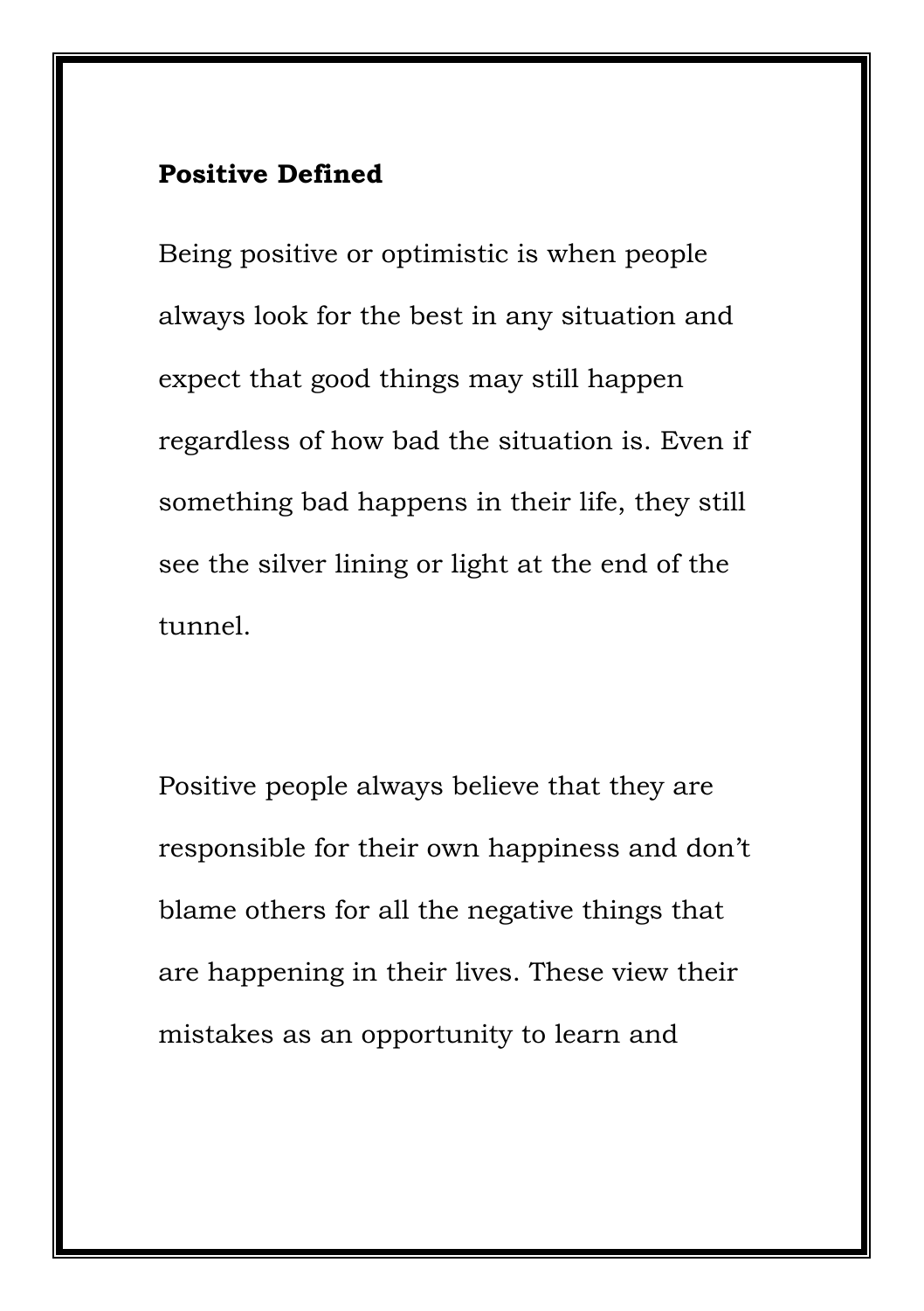**Positive Defined**

Being positive or optimistic is when people always look for the best in any situation and expect that good things may still happen regardless of how bad the situation is. Even if something bad happens in their life, they still see the silver lining or light at the end of the tunnel.

Positive people always believe that they are responsible for their own happiness and don't blame others for all the negative things that are happening in their lives. These view their mistakes as an opportunity to learn and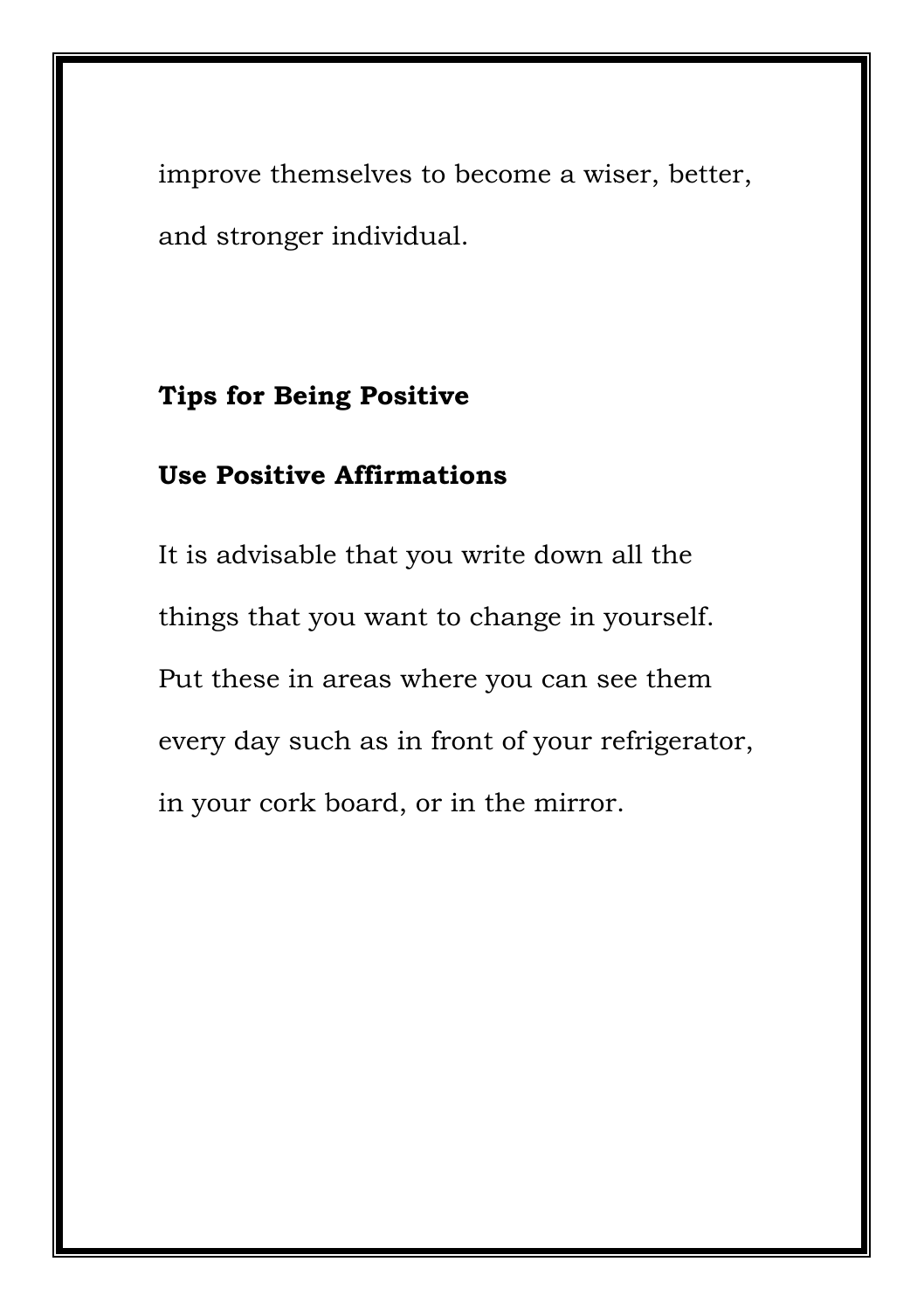improve themselves to become a wiser, better, and stronger individual.

## Tips for Being Positive

### Use Positive Affirmations

It is advisable that you write down all the things that you want to change in yourself. Put these in areas where you can see them every day such as in front of your refrigerator, in your cork board, or in the mirror.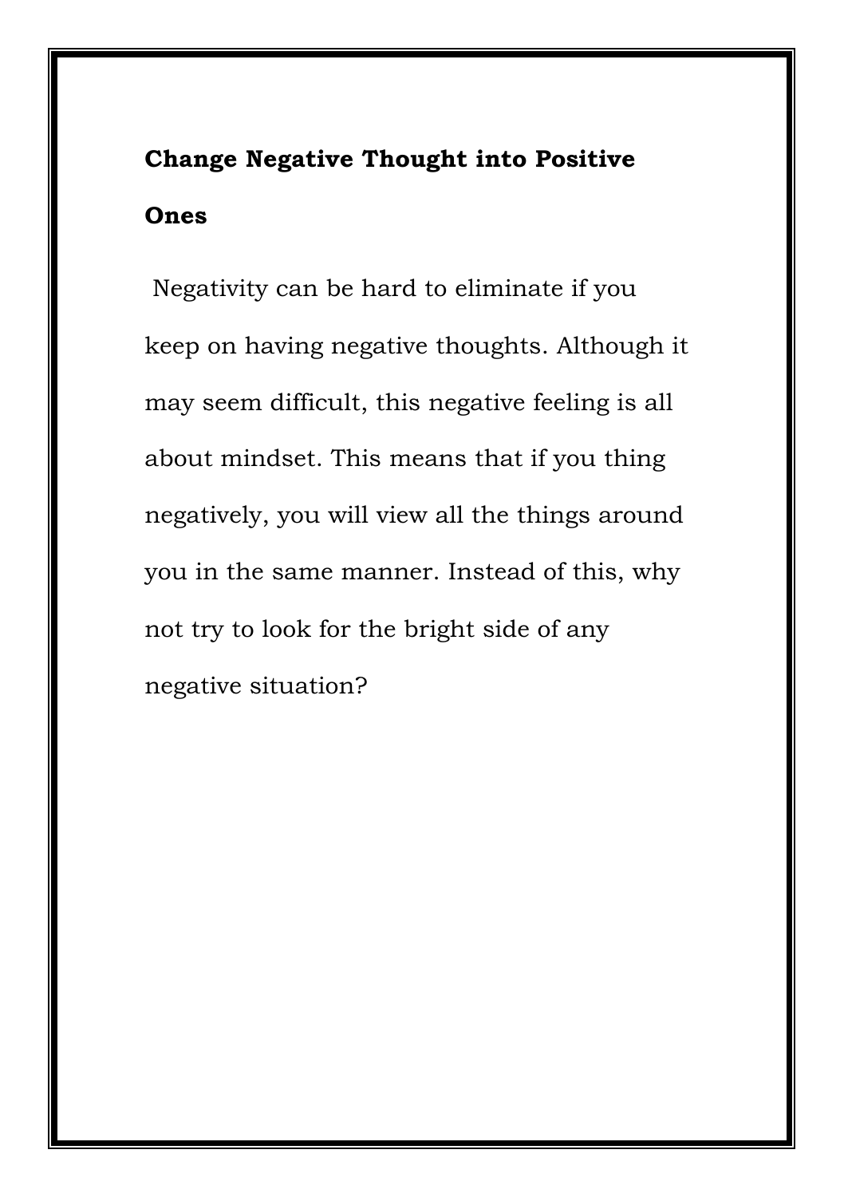## Change Negative Thought into Positive Ones

Negativity can be hard to eliminate if you keep on having negative thoughts. Although it may seem difficult, this negative feeling is all about mindset. This means that if you thing negatively, you will view all the things around you in the same manner. Instead of this, why not try to look for the bright side of any negative situation?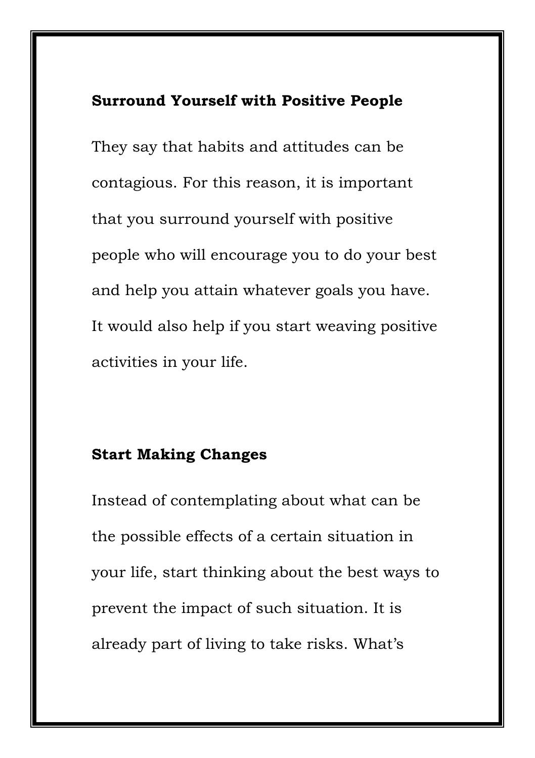**Surround Yourself with Positive People**

They say that habits and attitudes can be contagious. For this reason, it is important that you surround yourself with positive people who will encourage you to do your best and help you attain whatever goals you have. It would also help if you start weaving positive activities in your life.

**Start Making Changes**

Instead of contemplating about what can be the possible effects of a certain situation in your life, start thinking about the best ways to prevent the impact of such situation. It is already part of living to take risks. What's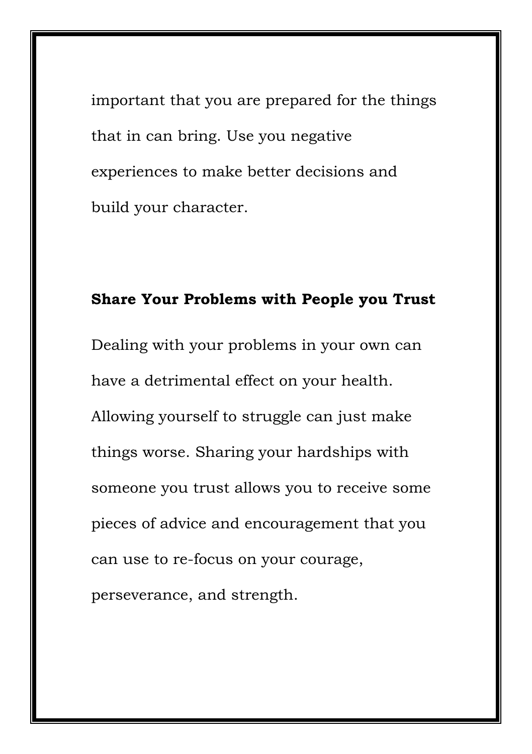important that you are prepared for the things that in can bring. Use you negative experiences to make better decisions and build your character.

**Share Your Problems with People you Trust**

Dealing with your problems in your own can have a detrimental effect on your health. Allowing yourself to struggle can just make things worse. Sharing your hardships with someone you trust allows you to receive some pieces of advice and encouragement that you can use to re-focus on your courage, perseverance, and strength.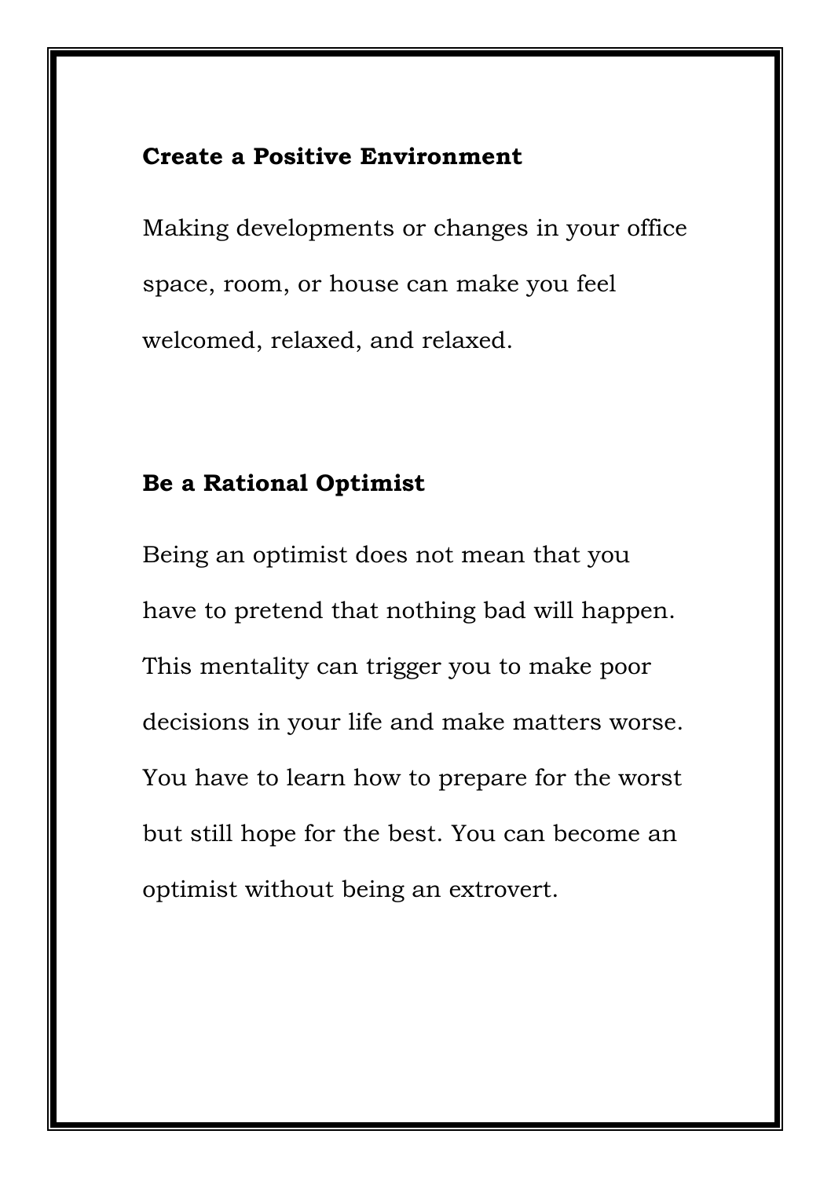**Create a Positive Environment**

Making developments or changes in your office space, room, or house can make you feel welcomed, relaxed, and relaxed.

**Be a Rational Optimist**

Being an optimist does not mean that you have to pretend that nothing bad will happen. This mentality can trigger you to make poor decisions in your life and make matters worse. You have to learn how to prepare for the worst but still hope for the best. You can become an optimist without being an extrovert.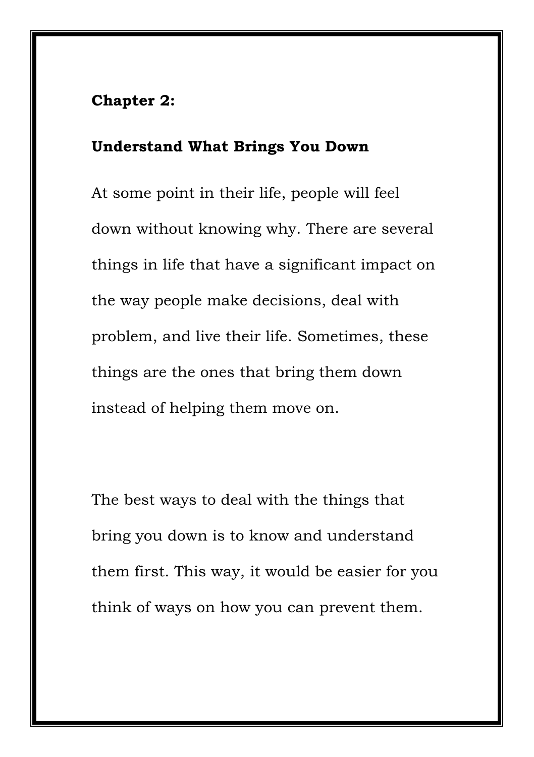## Chapter 2:

## Understand What Brings You Down

At some point in their life, people will feel down without knowing why. There are several things in life that have a significant impact on the way people make decisions, deal with problem, and live their life. Sometimes, these things are the ones that bring them down instead of helping them move on.

The best ways to deal with the things that bring you down is to know and understand them first. This way, it would be easier for you think of ways on how you can prevent them.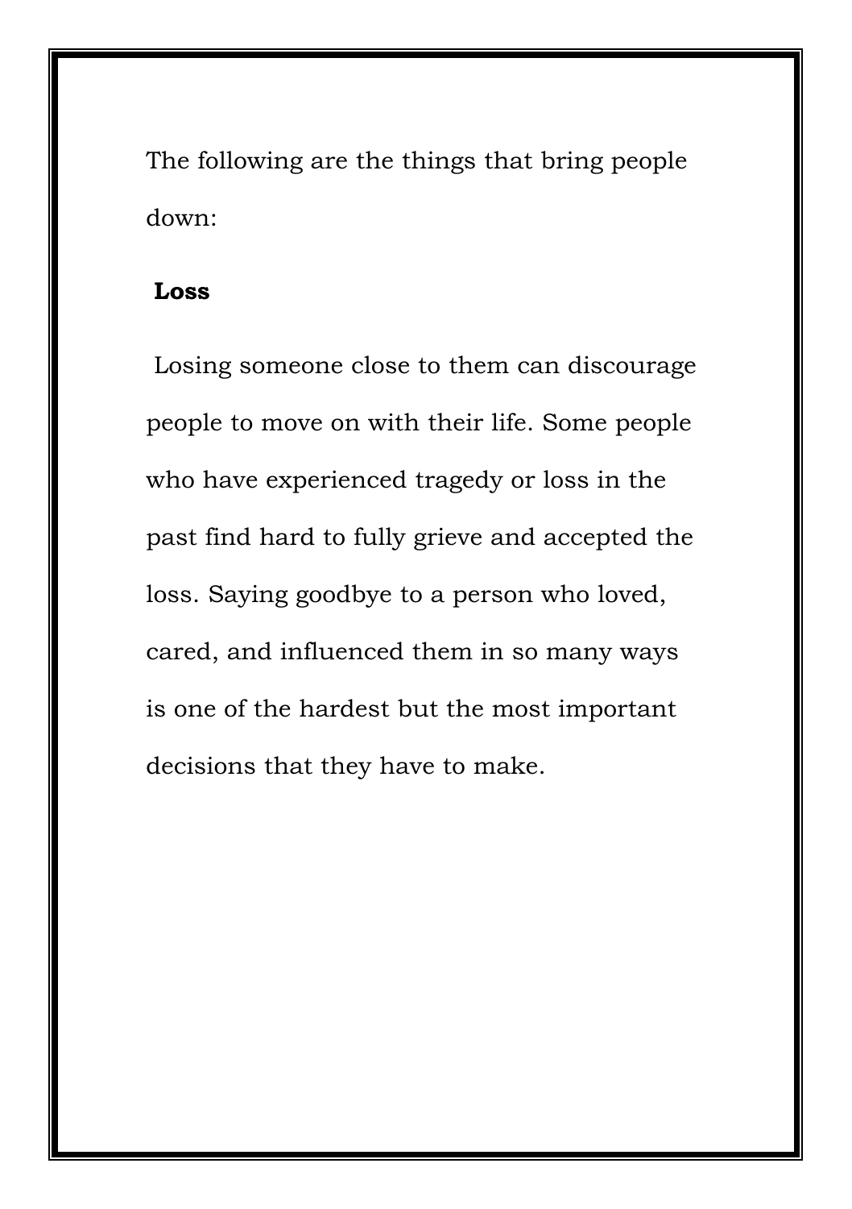The following are the things that bring people down:

**Loss**

Losing someone close to them can discourage people to move on with their life. Some people who have experienced tragedy or loss in the past find hard to fully grieve and accepted the loss. Saying goodbye to a person who loved, cared, and influenced them in so many ways is one of the hardest but the most important decisions that they have to make.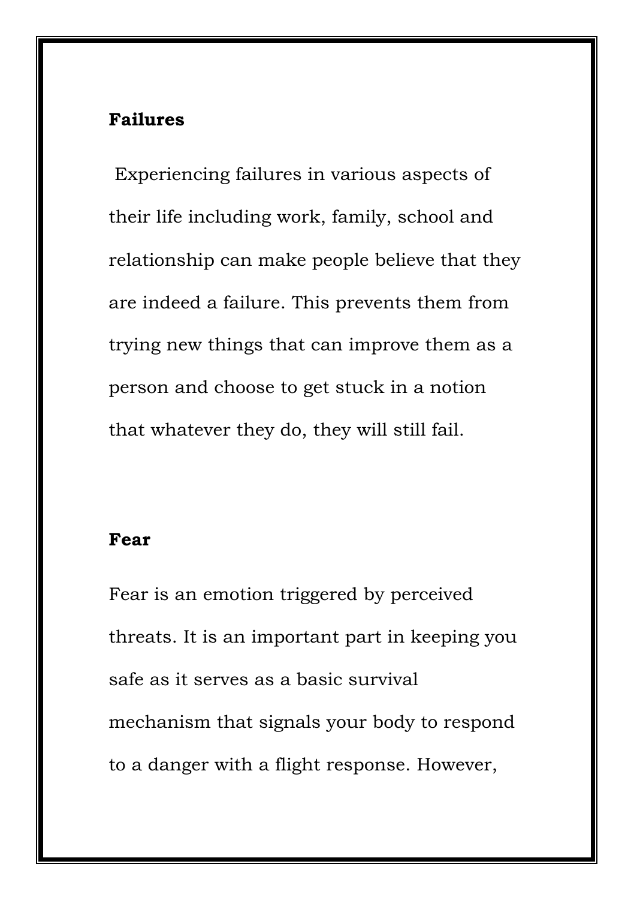**Failures**

Experiencing failures in various aspects of their life including work, family, school and relationship can make people believe that they are indeed a failure. This prevents them from trying new things that can improve them as a person and choose to get stuck in a notion that whatever they do, they will still fail.

**Fear**

Fear is an emotion triggered by perceived threats. It is an important part in keeping you safe as it serves as a basic survival mechanism that signals your body to respond to a danger with a flight response. However,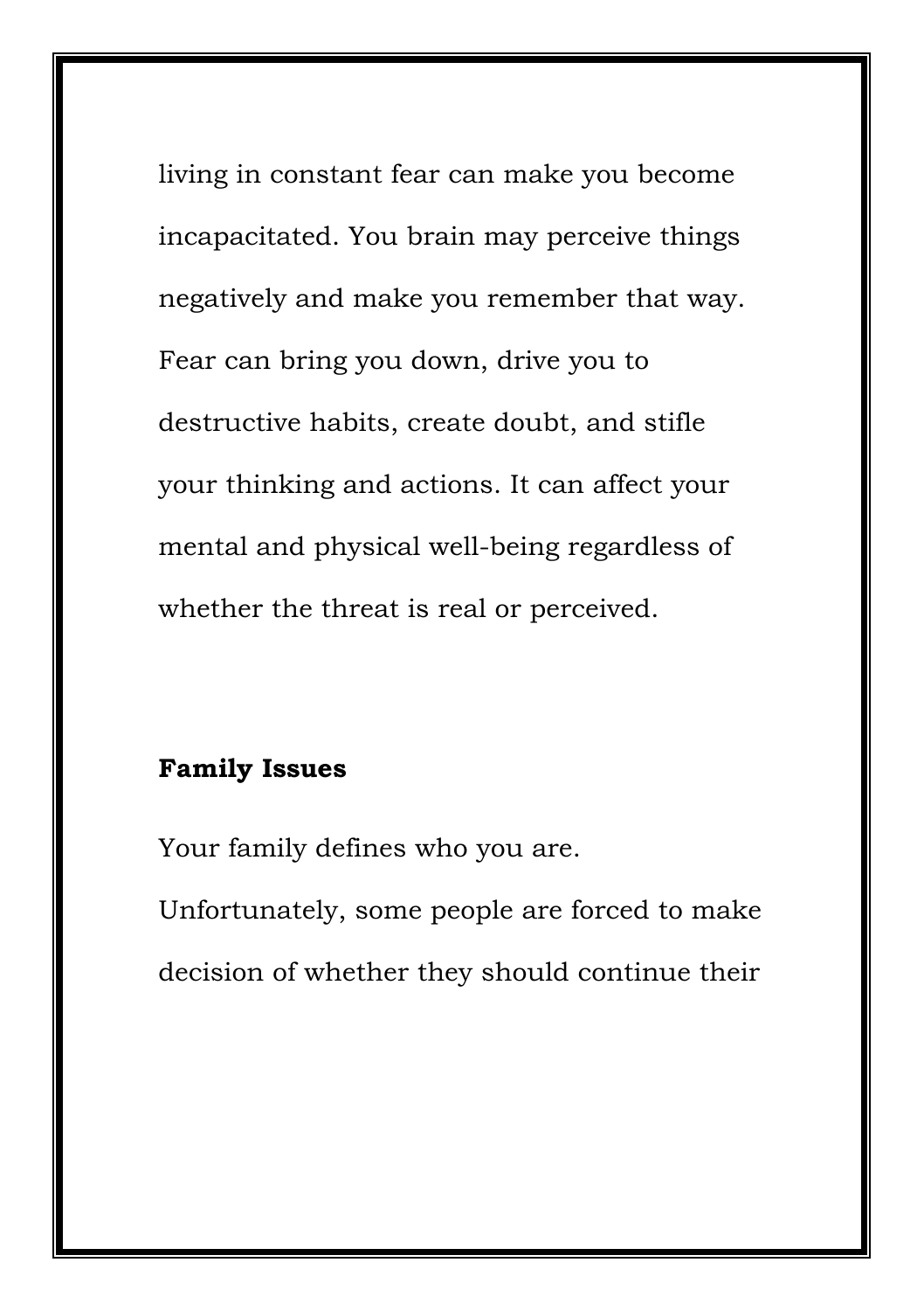living in constant fear can make you become incapacitated. You brain may perceive things negatively and make you remember that way. Fear can bring you down, drive you to destructive habits, create doubt, and stifle your thinking and actions. It can affect your mental and physical well-being regardless of whether the threat is real or perceived.

**Family Issues**

Your family defines who you are. Unfortunately, some people are forced to make decision of whether they should continue their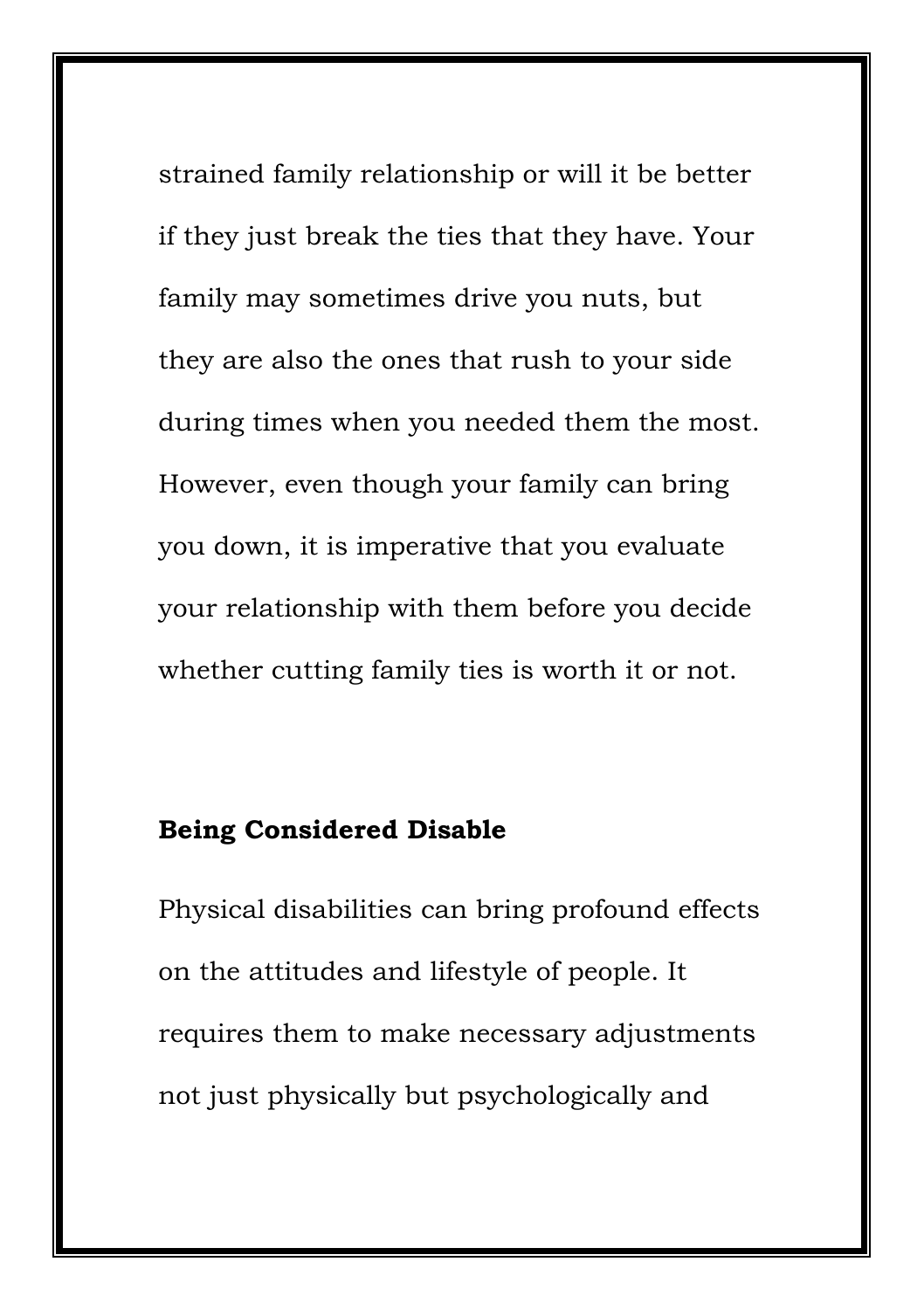strained family relationship or will it be better if they just break the ties that they have. Your family may sometimes drive you nuts, but they are also the ones that rush to your side during times when you needed them the most. However, even though your family can bring you down, it is imperative that you evaluate your relationship with them before you decide whether cutting family ties is worth it or not.

**Being Considered Disable**

Physical disabilities can bring profound effects on the attitudes and lifestyle of people. It requires them to make necessary adjustments not just physically but psychologically and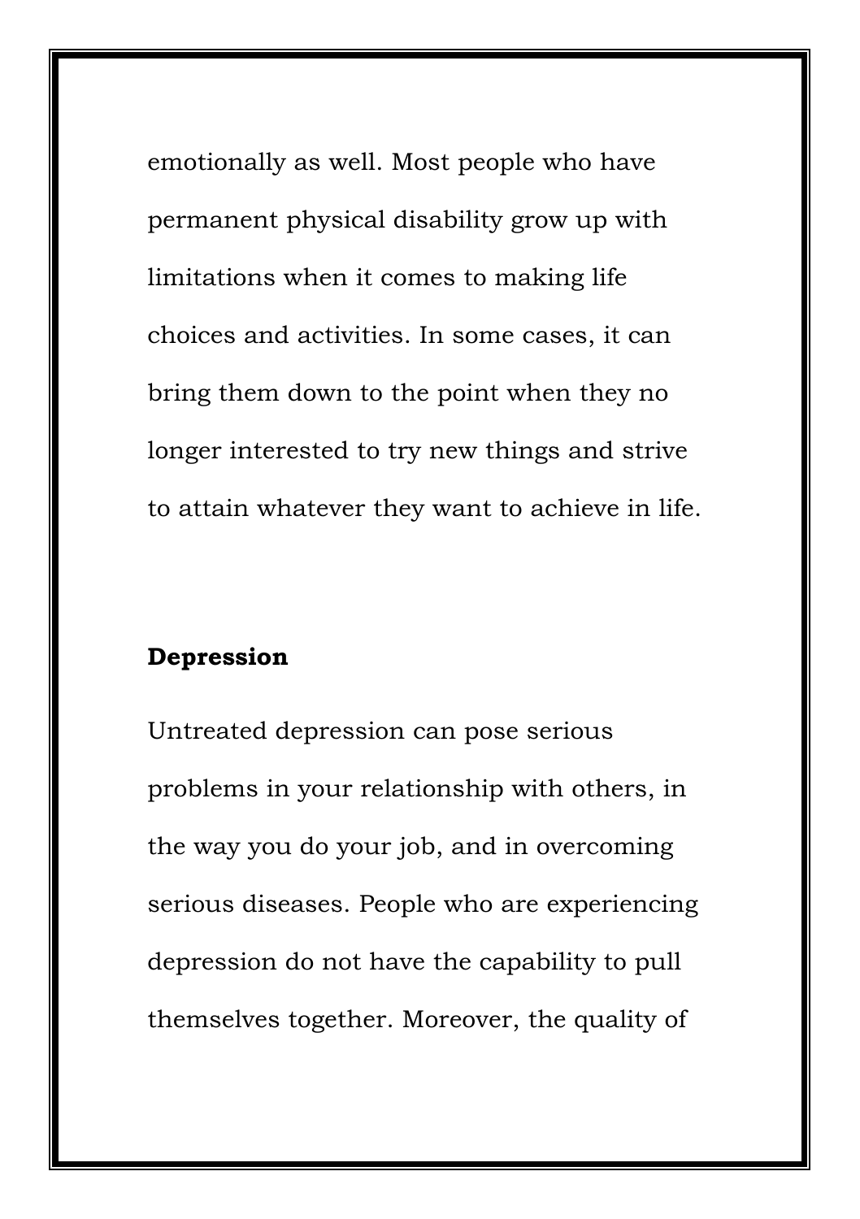emotionally as well. Most people who have permanent physical disability grow up with limitations when it comes to making life choices and activities. In some cases, it can bring them down to the point when they no longer interested to try new things and strive to attain whatever they want to achieve in life.

**Depression**

Untreated depression can pose serious problems in your relationship with others, in the way you do your job, and in overcoming serious diseases. People who are experiencing depression do not have the capability to pull themselves together. Moreover, the quality of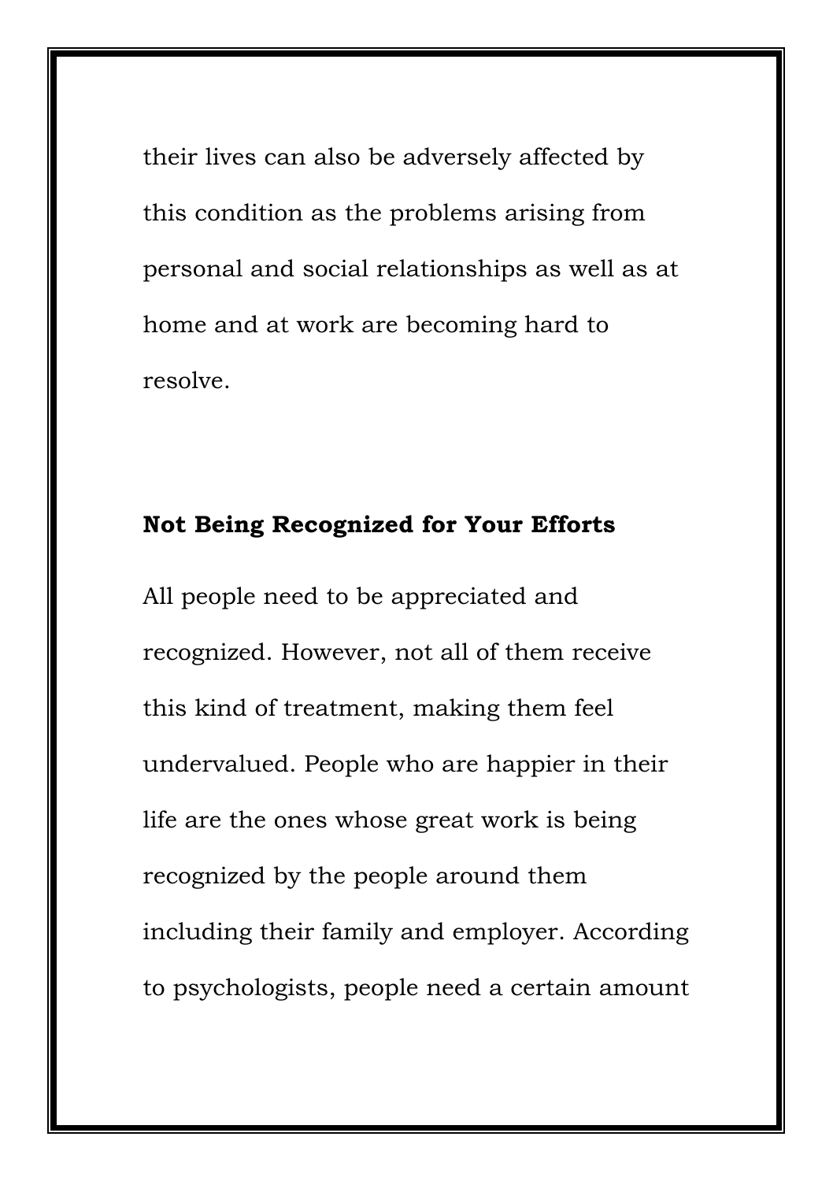their lives can also be adversely affected by this condition as the problems arising from personal and social relationships as well as at home and at work are becoming hard to resolve.

**Not Being Recognized for Your Efforts**

All people need to be appreciated and recognized. However, not all of them receive this kind of treatment, making them feel undervalued. People who are happier in their life are the ones whose great work is being recognized by the people around them including their family and employer. According to psychologists, people need a certain amount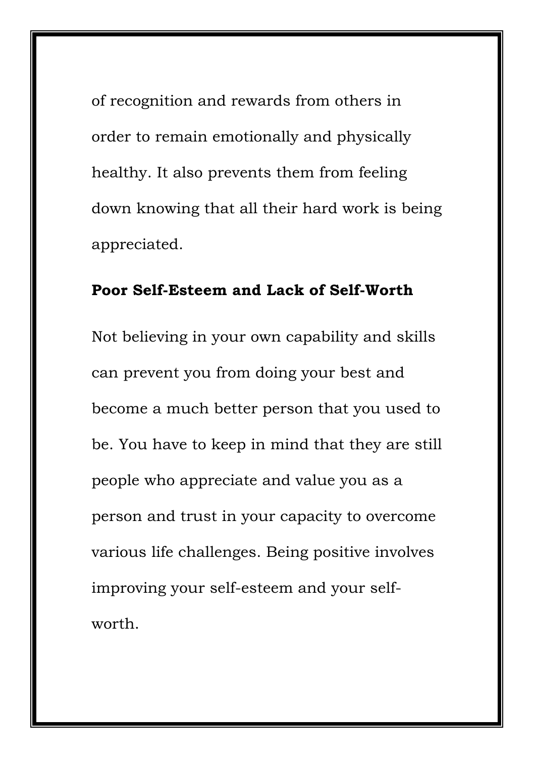of recognition and rewards from others in order to remain emotionally and physically healthy. It also prevents them from feeling down knowing that all their hard work is being appreciated.

**Poor Self-Esteem and Lack of Self-Worth**

Not believing in your own capability and skills can prevent you from doing your best and become a much better person that you used to be. You have to keep in mind that they are still people who appreciate and value you as a person and trust in your capacity to overcome various life challenges. Being positive involves improving your self-esteem and your self-worth.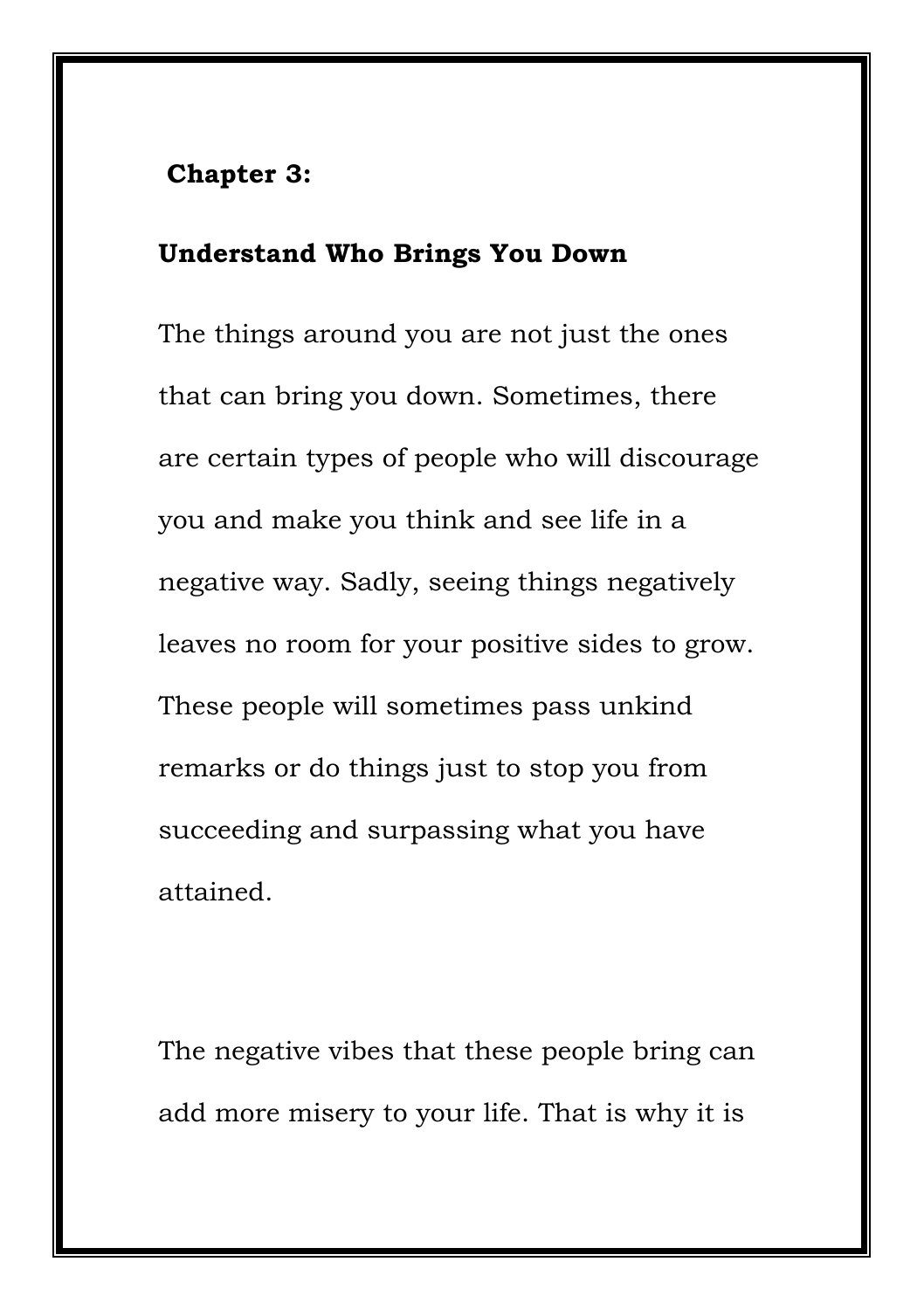## Chapter 3:

## Understand Who Brings You Down

The things around you are not just the ones that can bring you down. Sometimes, there are certain types of people who will discourage you and make you think and see life in a negative way. Sadly, seeing things negatively leaves no room for your positive sides to grow. These people will sometimes pass unkind remarks or do things just to stop you from succeeding and surpassing what you have attained.

The negative vibes that these people bring can add more misery to your life. That is why it is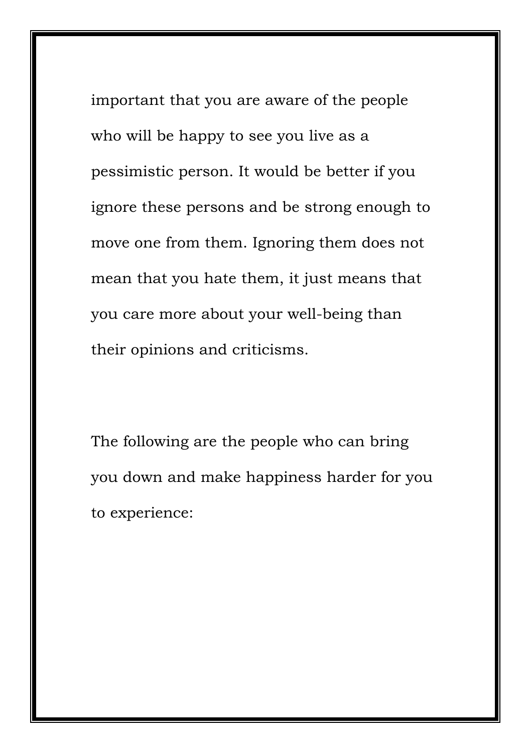important that you are aware of the people who will be happy to see you live as a pessimistic person. It would be better if you ignore these persons and be strong enough to move one from them. Ignoring them does not mean that you hate them, it just means that you care more about your well-being than their opinions and criticisms.

The following are the people who can bring you down and make happiness harder for you to experience: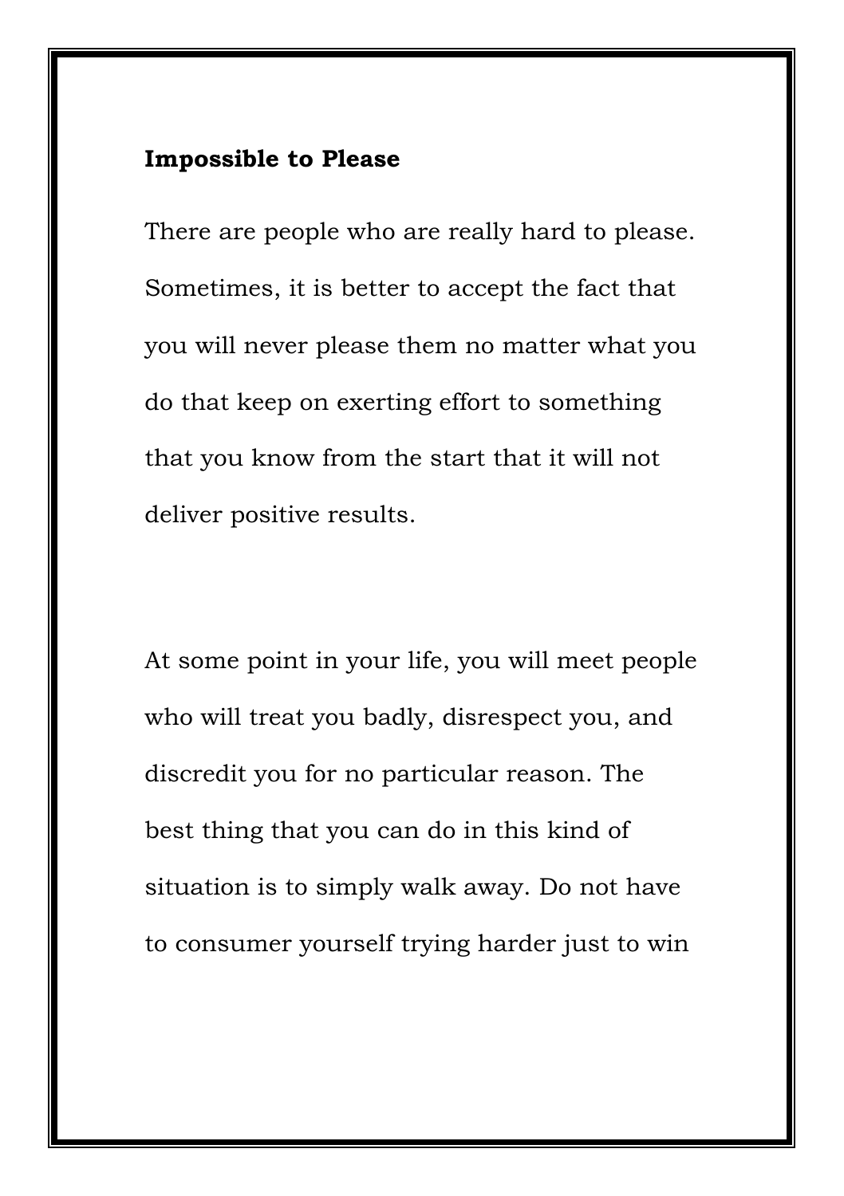**Impossible to Please**

There are people who are really hard to please. Sometimes, it is better to accept the fact that you will never please them no matter what you do that keep on exerting effort to something that you know from the start that it will not deliver positive results.

At some point in your life, you will meet people who will treat you badly, disrespect you, and discredit you for no particular reason. The best thing that you can do in this kind of situation is to simply walk away. Do not have to consumer yourself trying harder just to win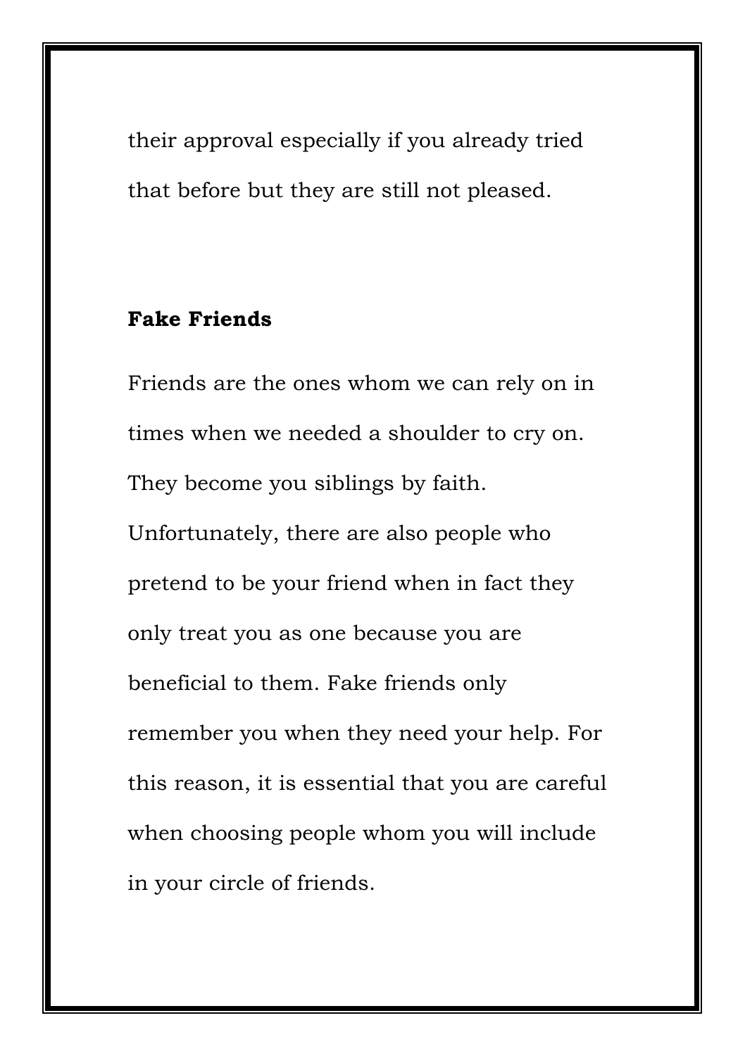their approval especially if you already tried that before but they are still not pleased.

**Fake Friends**

Friends are the ones whom we can rely on in times when we needed a shoulder to cry on. They become you siblings by faith. Unfortunately, there are also people who pretend to be your friend when in fact they only treat you as one because you are beneficial to them. Fake friends only remember you when they need your help. For this reason, it is essential that you are careful when choosing people whom you will include in your circle of friends.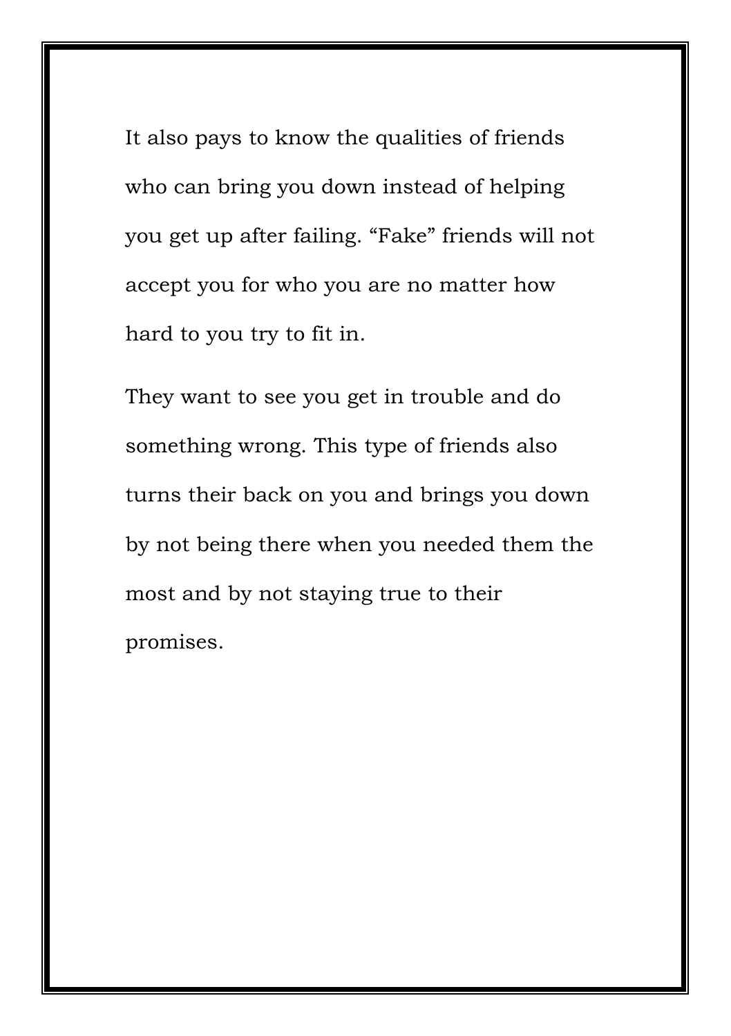It also pays to know the qualities of friends who can bring you down instead of helping you get up after failing. “Fake” friends will not accept you for who you are no matter how hard to you try to fit in.

They want to see you get in trouble and do something wrong. This type of friends also turns their back on you and brings you down by not being there when you needed them the most and by not staying true to their promises.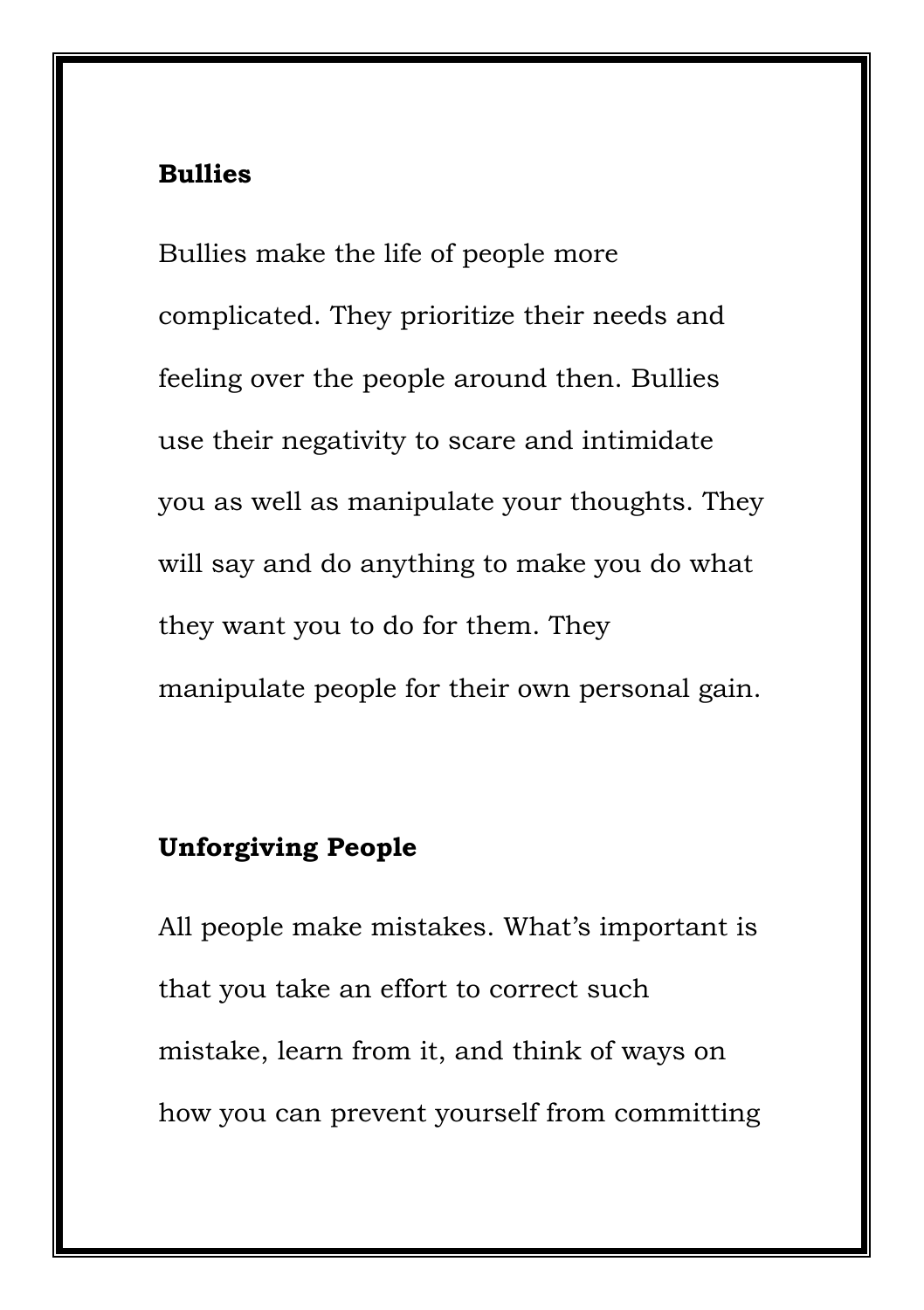**Bullies**

Bullies make the life of people more complicated. They prioritize their needs and feeling over the people around then. Bullies use their negativity to scare and intimidate you as well as manipulate your thoughts. They will say and do anything to make you do what they want you to do for them. They manipulate people for their own personal gain.

**Unforgiving People**

All people make mistakes. What's important is that you take an effort to correct such mistake, learn from it, and think of ways on how you can prevent yourself from committing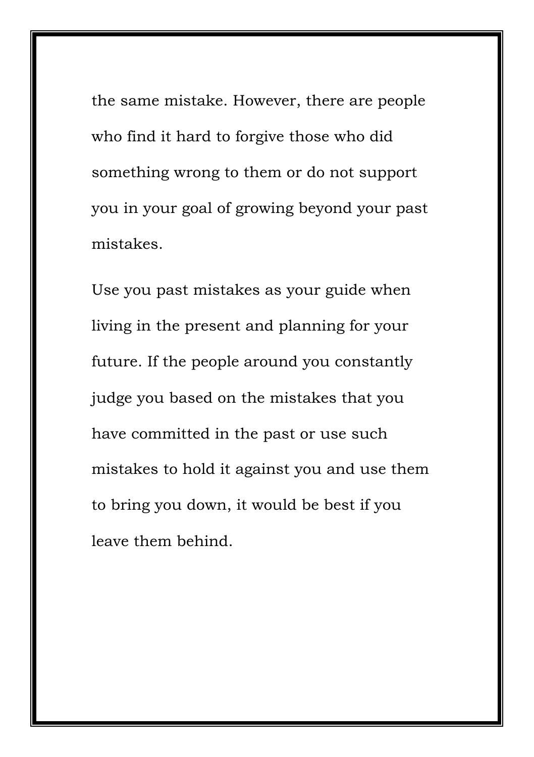the same mistake. However, there are people who find it hard to forgive those who did something wrong to them or do not support you in your goal of growing beyond your past mistakes.

Use you past mistakes as your guide when living in the present and planning for your future. If the people around you constantly judge you based on the mistakes that you have committed in the past or use such mistakes to hold it against you and use them to bring you down, it would be best if you leave them behind.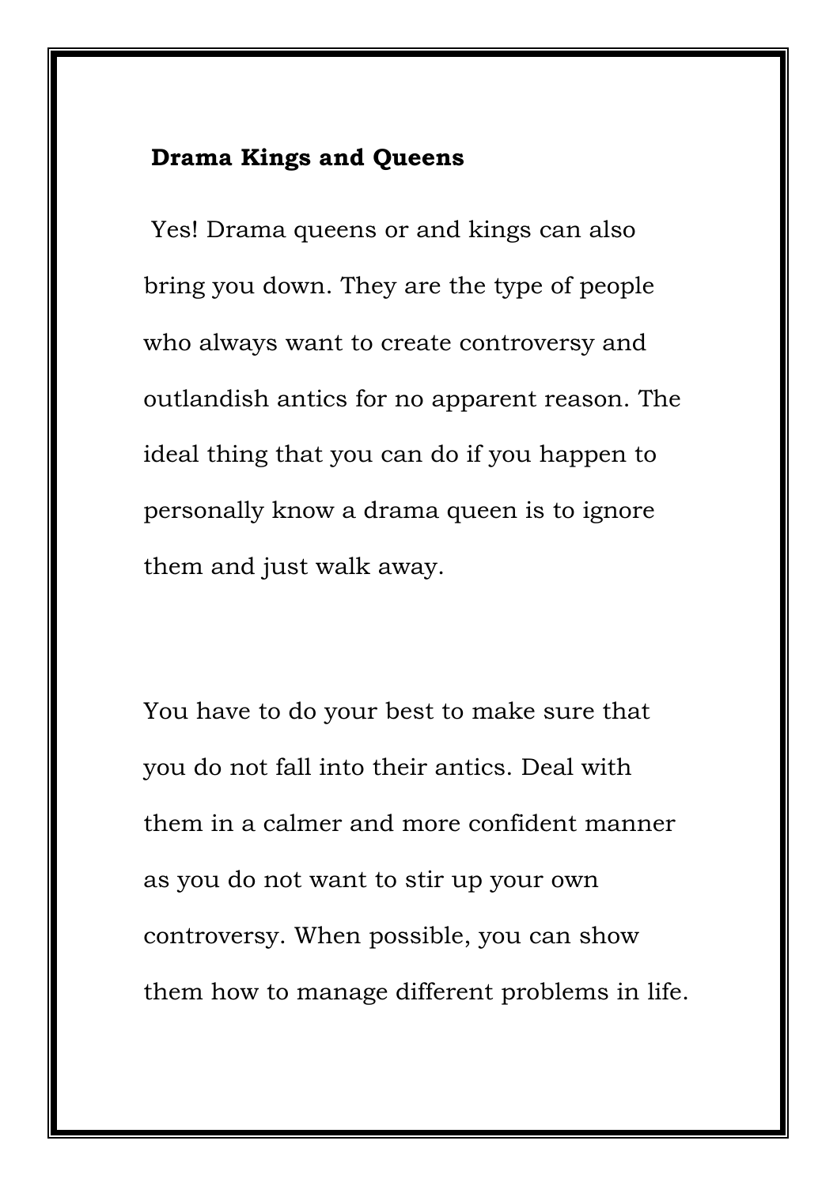**Drama Kings and Queens**

Yes! Drama queens or and kings can also bring you down. They are the type of people who always want to create controversy and outlandish antics for no apparent reason. The ideal thing that you can do if you happen to personally know a drama queen is to ignore them and just walk away.

You have to do your best to make sure that you do not fall into their antics. Deal with them in a calmer and more confident manner as you do not want to stir up your own controversy. When possible, you can show them how to manage different problems in life.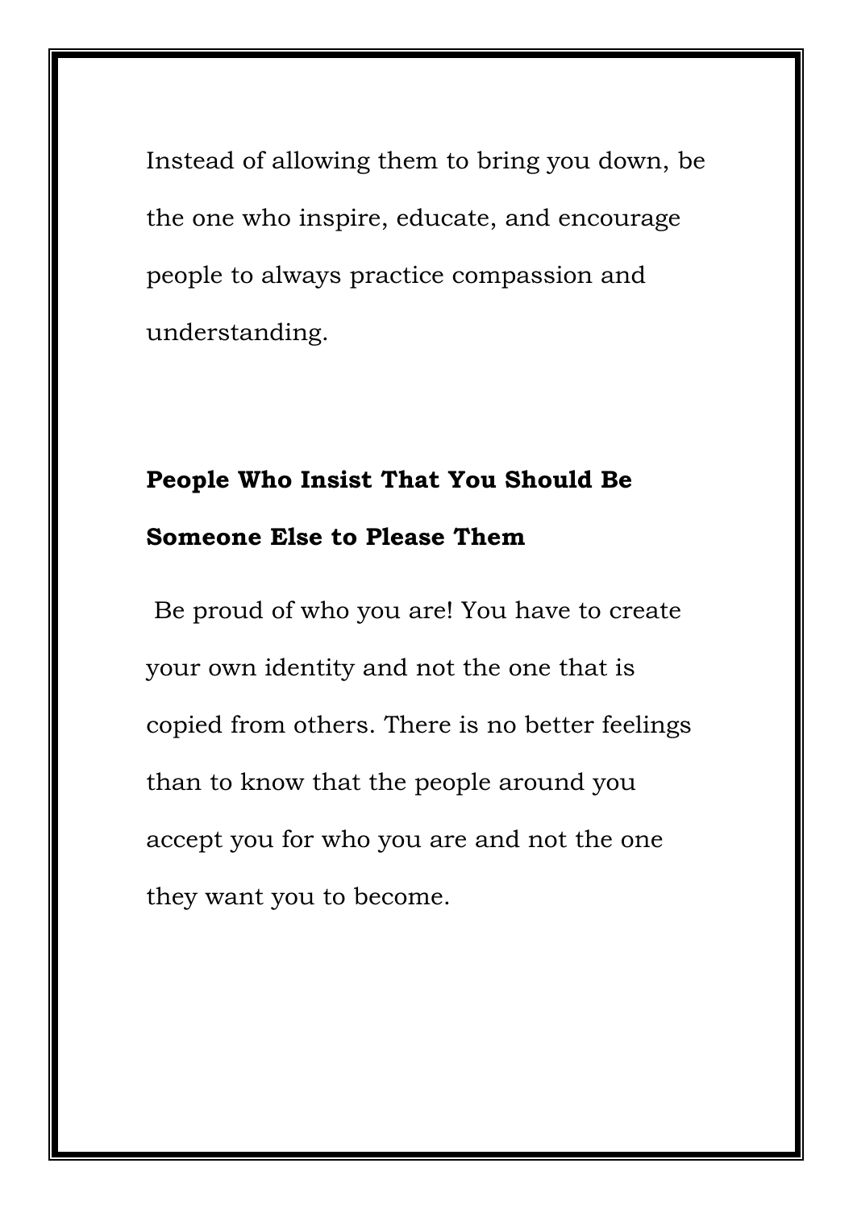Instead of allowing them to bring you down, be the one who inspire, educate, and encourage people to always practice compassion and understanding.

**People Who Insist That You Should Be Someone Else to Please Them**

Be proud of who you are! You have to create your own identity and not the one that is copied from others. There is no better feelings than to know that the people around you accept you for who you are and not the one they want you to become.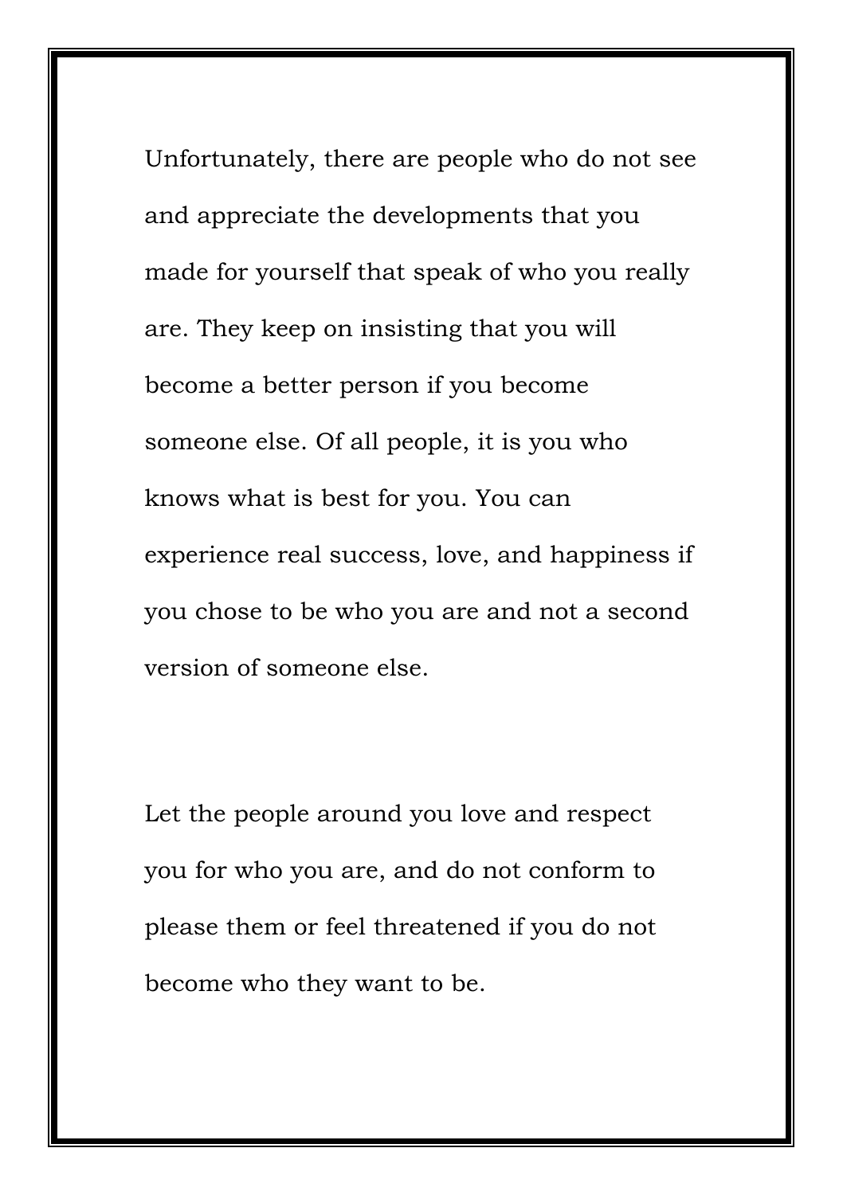Unfortunately, there are people who do not see and appreciate the developments that you made for yourself that speak of who you really are. They keep on insisting that you will become a better person if you become someone else. Of all people, it is you who knows what is best for you. You can experience real success, love, and happiness if you chose to be who you are and not a second version of someone else.

Let the people around you love and respect you for who you are, and do not conform to please them or feel threatened if you do not become who they want to be.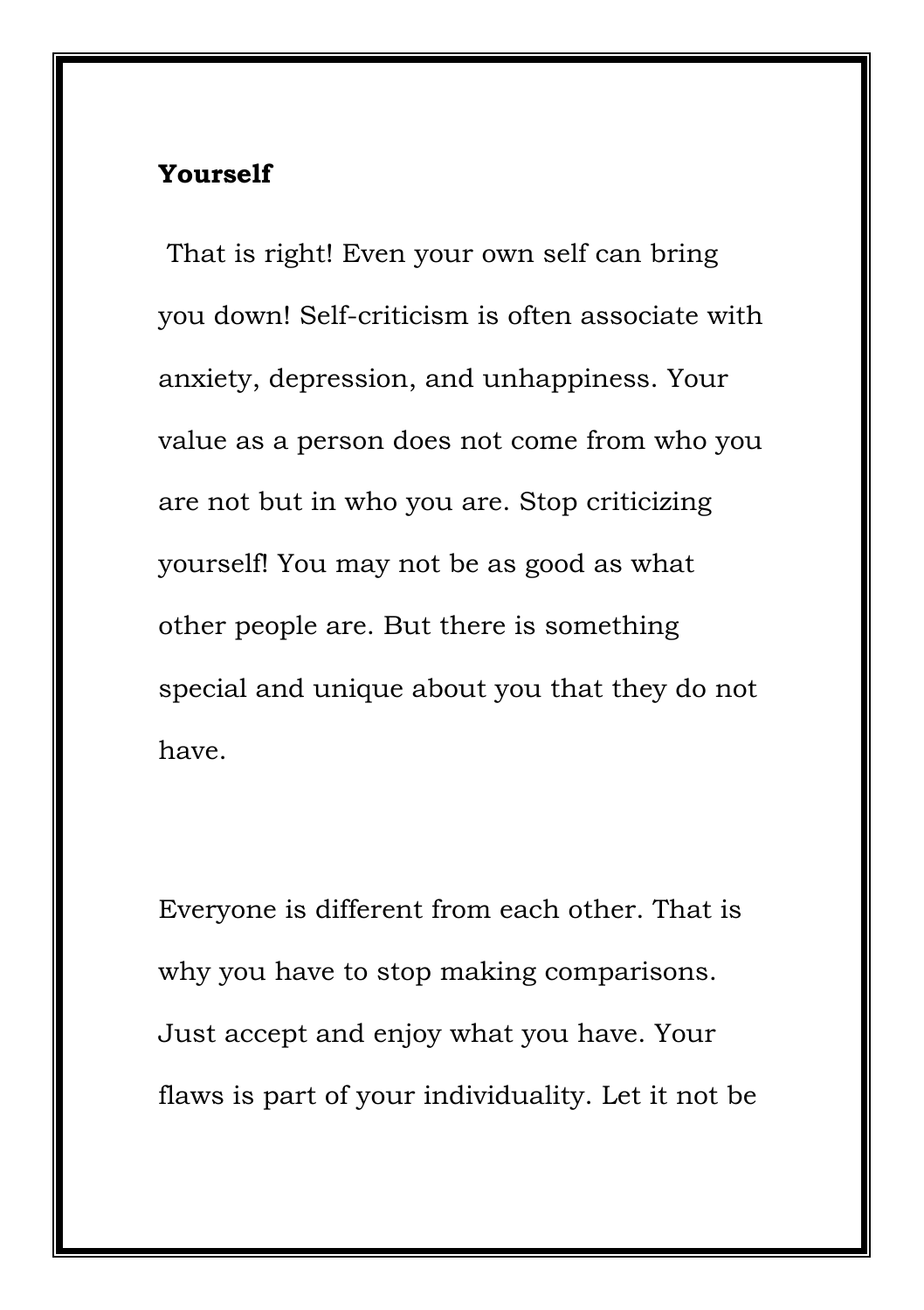**Yourself**

That is right! Even your own self can bring you down! Self-criticism is often associate with anxiety, depression, and unhappiness. Your value as a person does not come from who you are not but in who you are. Stop criticizing yourself! You may not be as good as what other people are. But there is something special and unique about you that they do not have.

Everyone is different from each other. That is why you have to stop making comparisons. Just accept and enjoy what you have. Your flaws is part of your individuality. Let it not be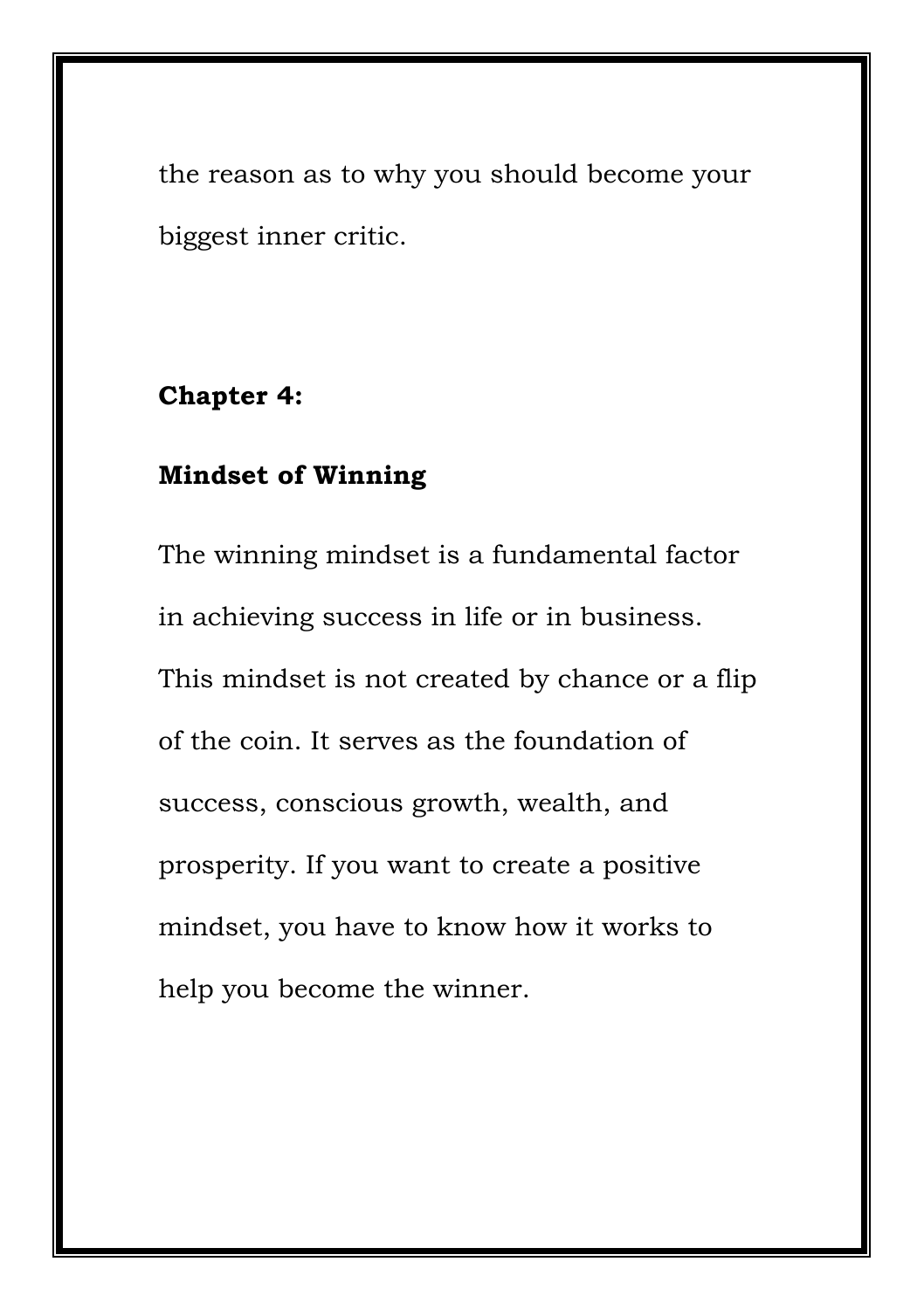the reason as to why you should become your biggest inner critic.

## Chapter 4:

## Mindset of Winning

The winning mindset is a fundamental factor in achieving success in life or in business. This mindset is not created by chance or a flip of the coin. It serves as the foundation of success, conscious growth, wealth, and prosperity. If you want to create a positive mindset, you have to know how it works to help you become the winner.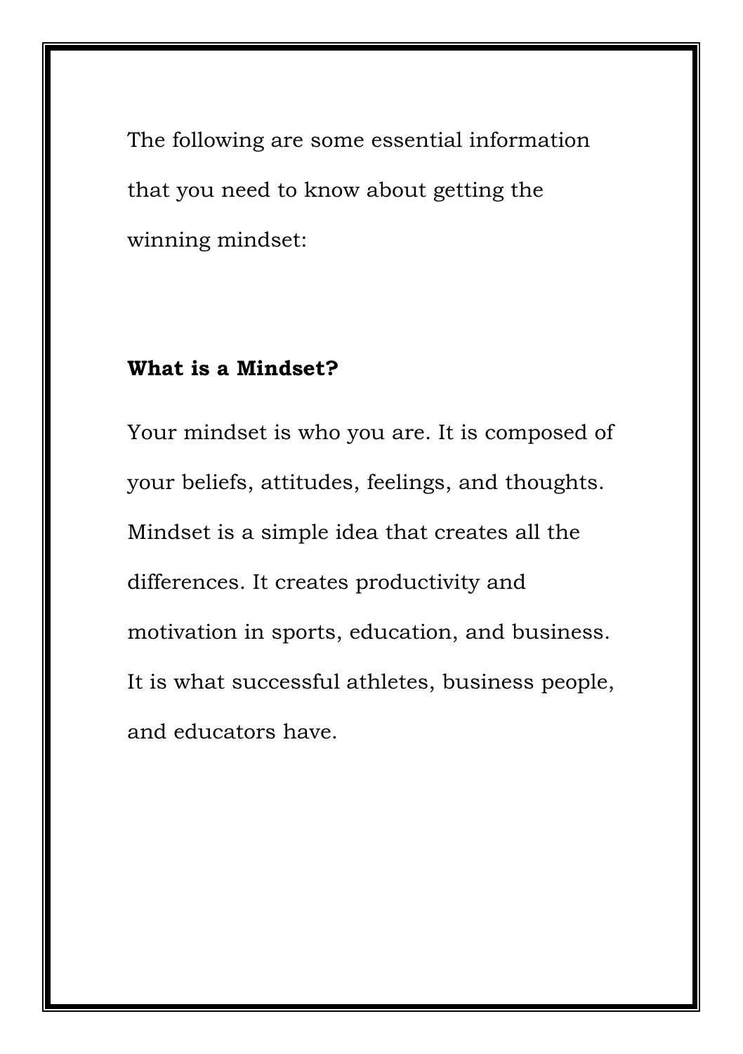The following are some essential information that you need to know about getting the winning mindset:

**What is a Mindset?**

Your mindset is who you are. It is composed of your beliefs, attitudes, feelings, and thoughts. Mindset is a simple idea that creates all the differences. It creates productivity and motivation in sports, education, and business. It is what successful athletes, business people, and educators have.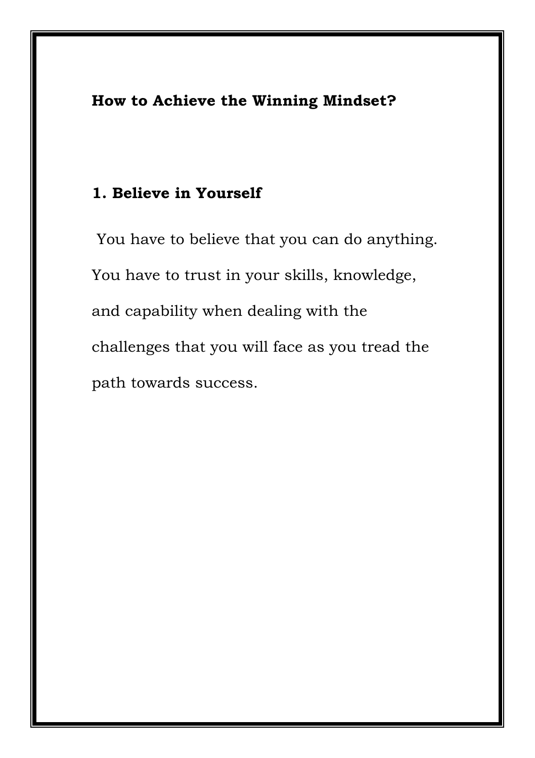## How to Achieve the Winning Mindset?

### 1. Believe in Yourself

You have to believe that you can do anything. You have to trust in your skills, knowledge, and capability when dealing with the challenges that you will face as you tread the path towards success.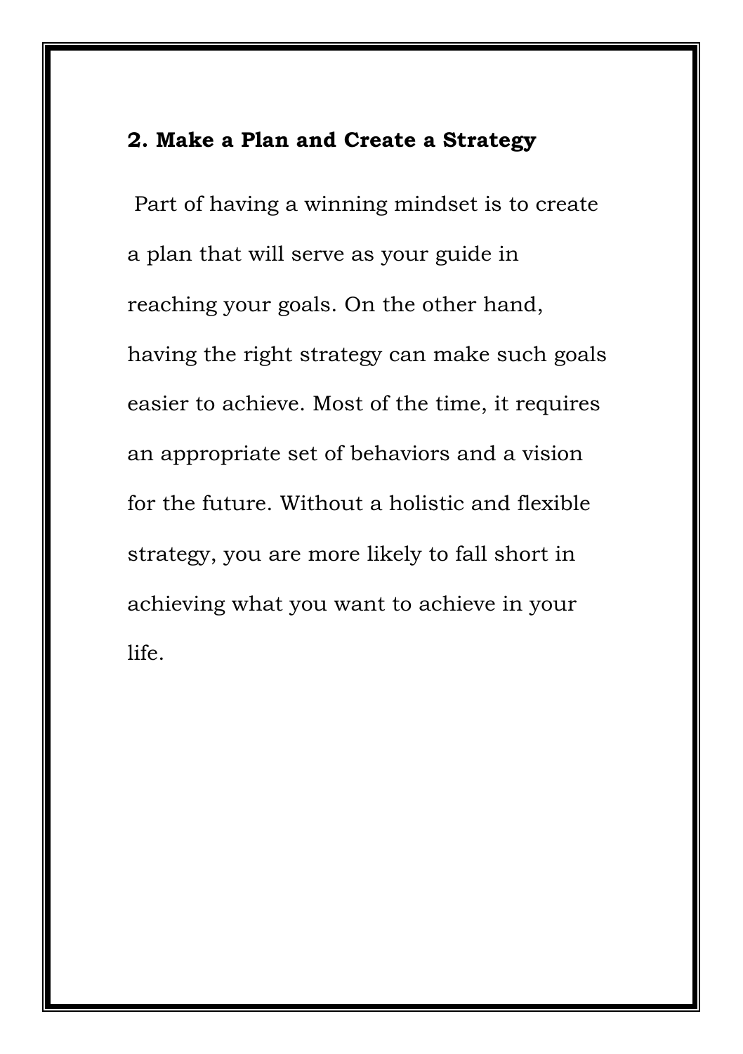**2. Make a Plan and Create a Strategy**

Part of having a winning mindset is to create a plan that will serve as your guide in reaching your goals. On the other hand, having the right strategy can make such goals easier to achieve. Most of the time, it requires an appropriate set of behaviors and a vision for the future. Without a holistic and flexible strategy, you are more likely to fall short in achieving what you want to achieve in your life.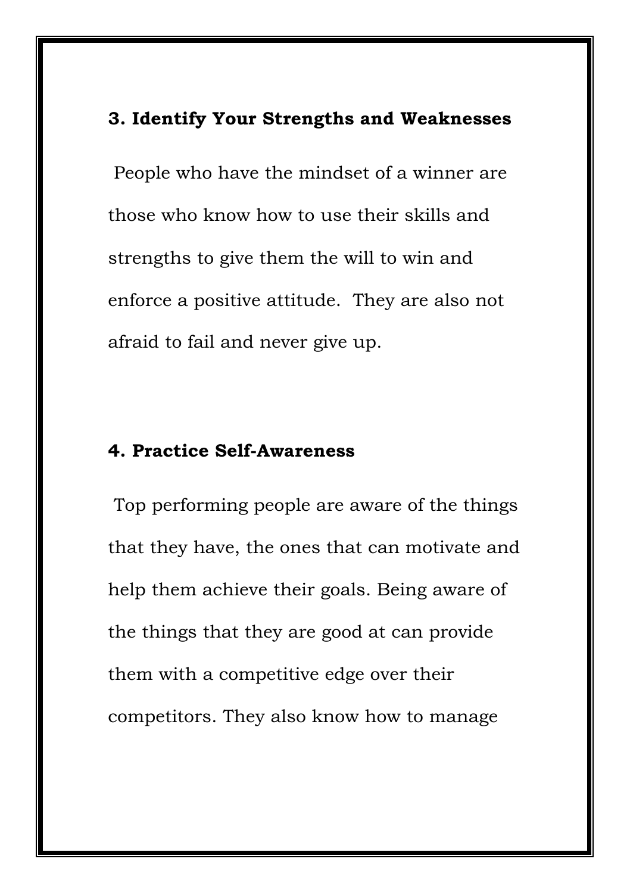### 3. Identify Your Strengths and Weaknesses

People who have the mindset of a winner are those who know how to use their skills and strengths to give them the will to win and enforce a positive attitude. They are also not afraid to fail and never give up.

### 4. Practice Self-Awareness

Top performing people are aware of the things that they have, the ones that can motivate and help them achieve their goals. Being aware of the things that they are good at can provide them with a competitive edge over their competitors. They also know how to manage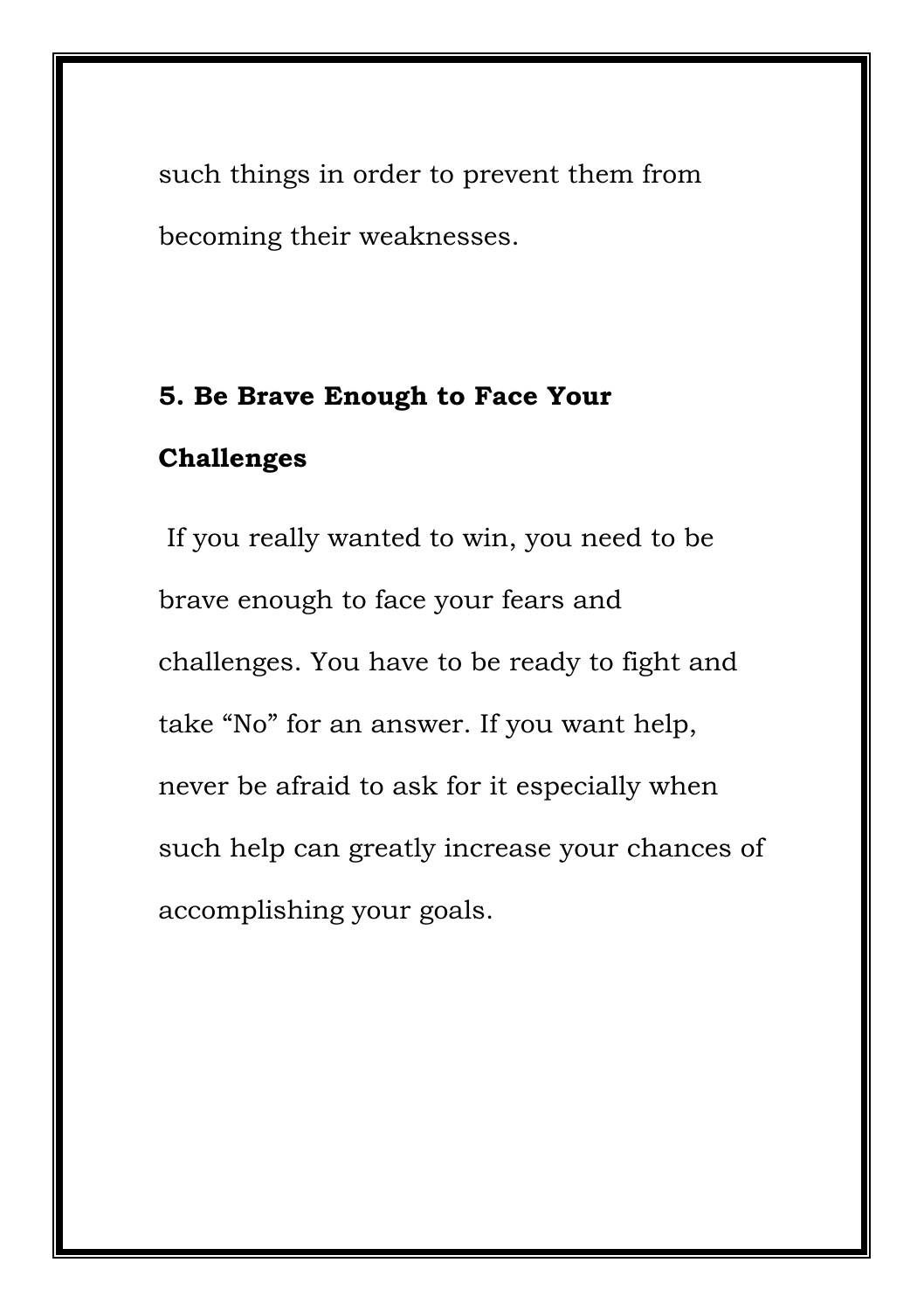such things in order to prevent them from becoming their weaknesses.

### 5. Be Brave Enough to Face Your Challenges

If you really wanted to win, you need to be brave enough to face your fears and challenges. You have to be ready to fight and take “No” for an answer. If you want help, never be afraid to ask for it especially when such help can greatly increase your chances of accomplishing your goals.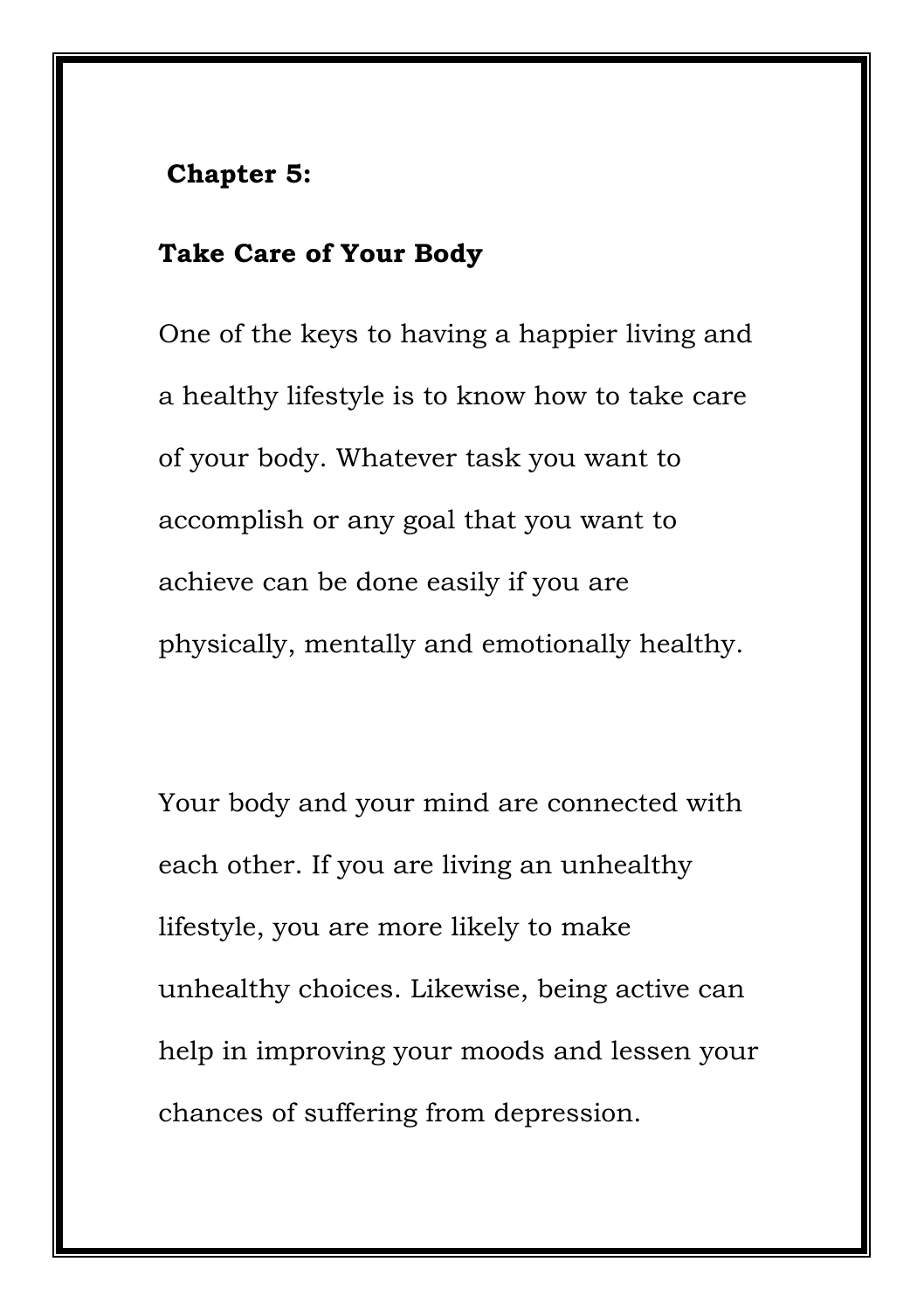## Chapter 5:

## Take Care of Your Body

One of the keys to having a happier living and a healthy lifestyle is to know how to take care of your body. Whatever task you want to accomplish or any goal that you want to achieve can be done easily if you are physically, mentally and emotionally healthy.

Your body and your mind are connected with each other. If you are living an unhealthy lifestyle, you are more likely to make unhealthy choices. Likewise, being active can help in improving your moods and lessen your chances of suffering from depression.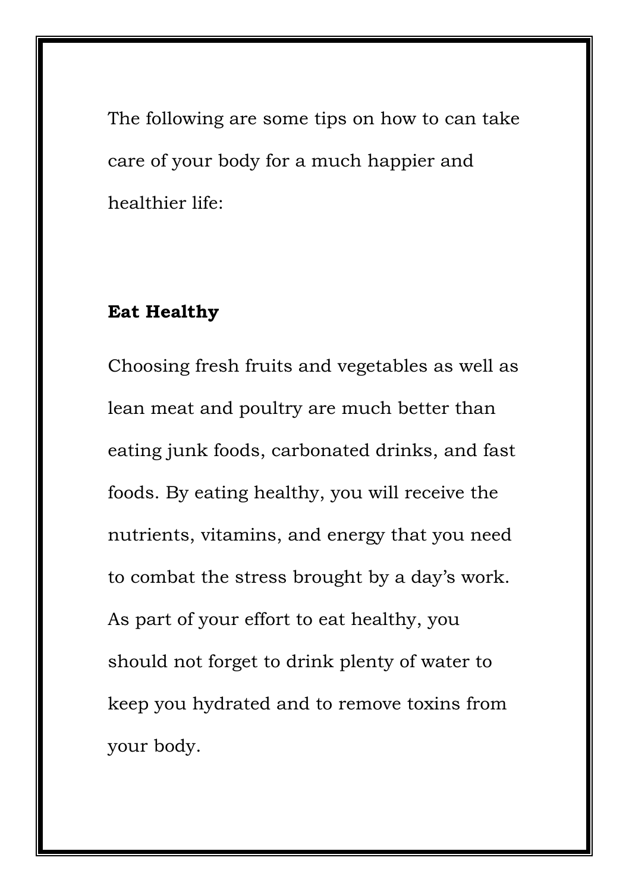The following are some tips on how to can take care of your body for a much happier and healthier life:

**Eat Healthy**

Choosing fresh fruits and vegetables as well as lean meat and poultry are much better than eating junk foods, carbonated drinks, and fast foods. By eating healthy, you will receive the nutrients, vitamins, and energy that you need to combat the stress brought by a day's work. As part of your effort to eat healthy, you should not forget to drink plenty of water to keep you hydrated and to remove toxins from your body.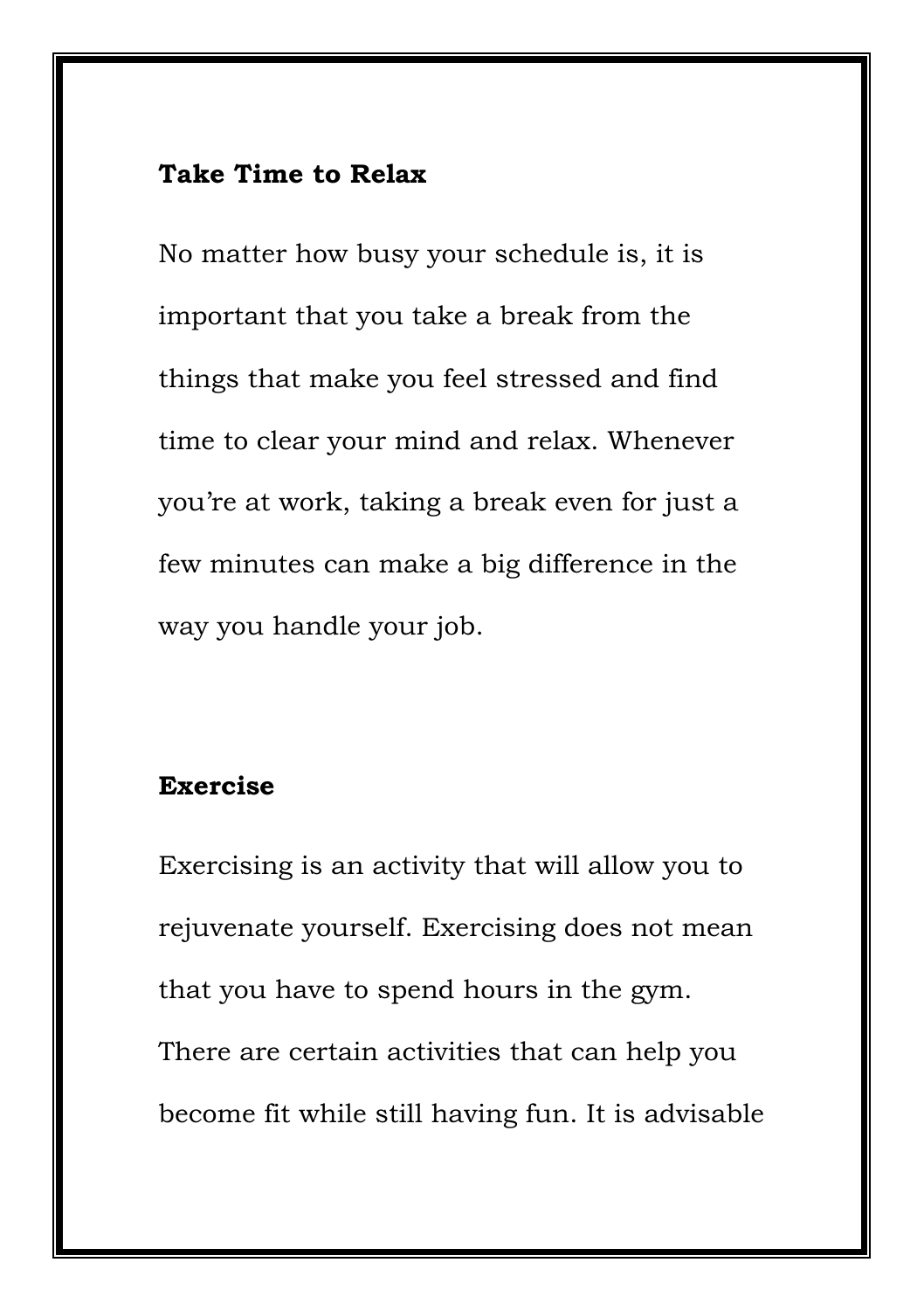**Take Time to Relax**

No matter how busy your schedule is, it is important that you take a break from the things that make you feel stressed and find time to clear your mind and relax. Whenever you're at work, taking a break even for just a few minutes can make a big difference in the way you handle your job.

**Exercise**

Exercising is an activity that will allow you to rejuvenate yourself. Exercising does not mean that you have to spend hours in the gym. There are certain activities that can help you become fit while still having fun. It is advisable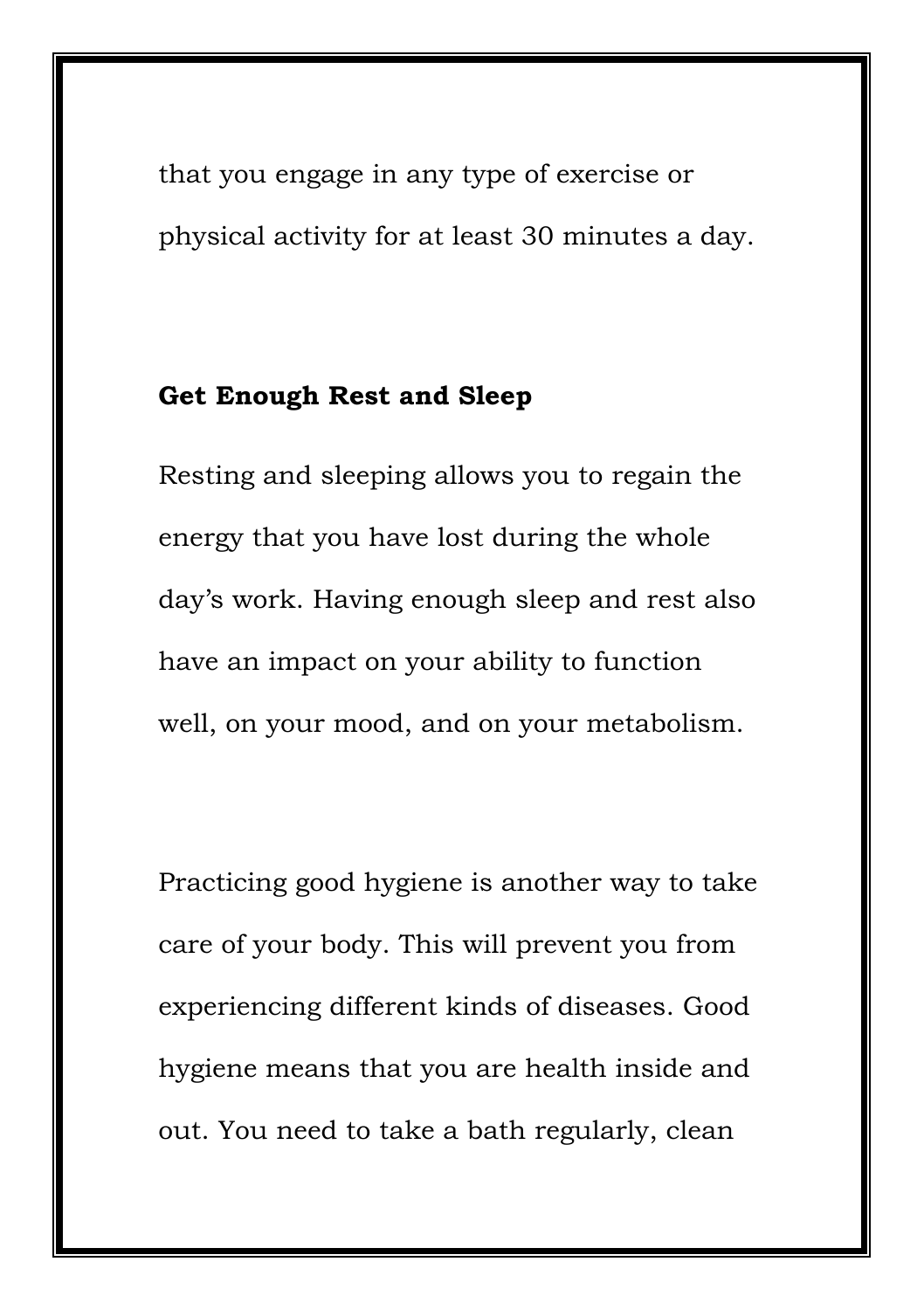that you engage in any type of exercise or physical activity for at least 30 minutes a day.

**Get Enough Rest and Sleep**

Resting and sleeping allows you to regain the energy that you have lost during the whole day’s work. Having enough sleep and rest also have an impact on your ability to function well, on your mood, and on your metabolism.

Practicing good hygiene is another way to take care of your body. This will prevent you from experiencing different kinds of diseases. Good hygiene means that you are health inside and out. You need to take a bath regularly, clean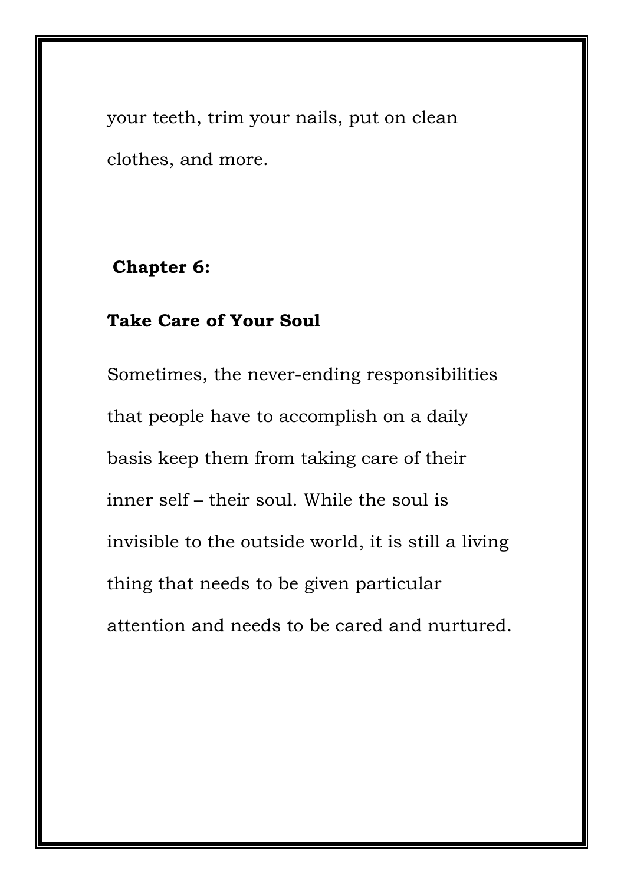your teeth, trim your nails, put on clean clothes, and more.

## Chapter 6:

## Take Care of Your Soul

Sometimes, the never-ending responsibilities that people have to accomplish on a daily basis keep them from taking care of their inner self – their soul. While the soul is invisible to the outside world, it is still a living thing that needs to be given particular attention and needs to be cared and nurtured.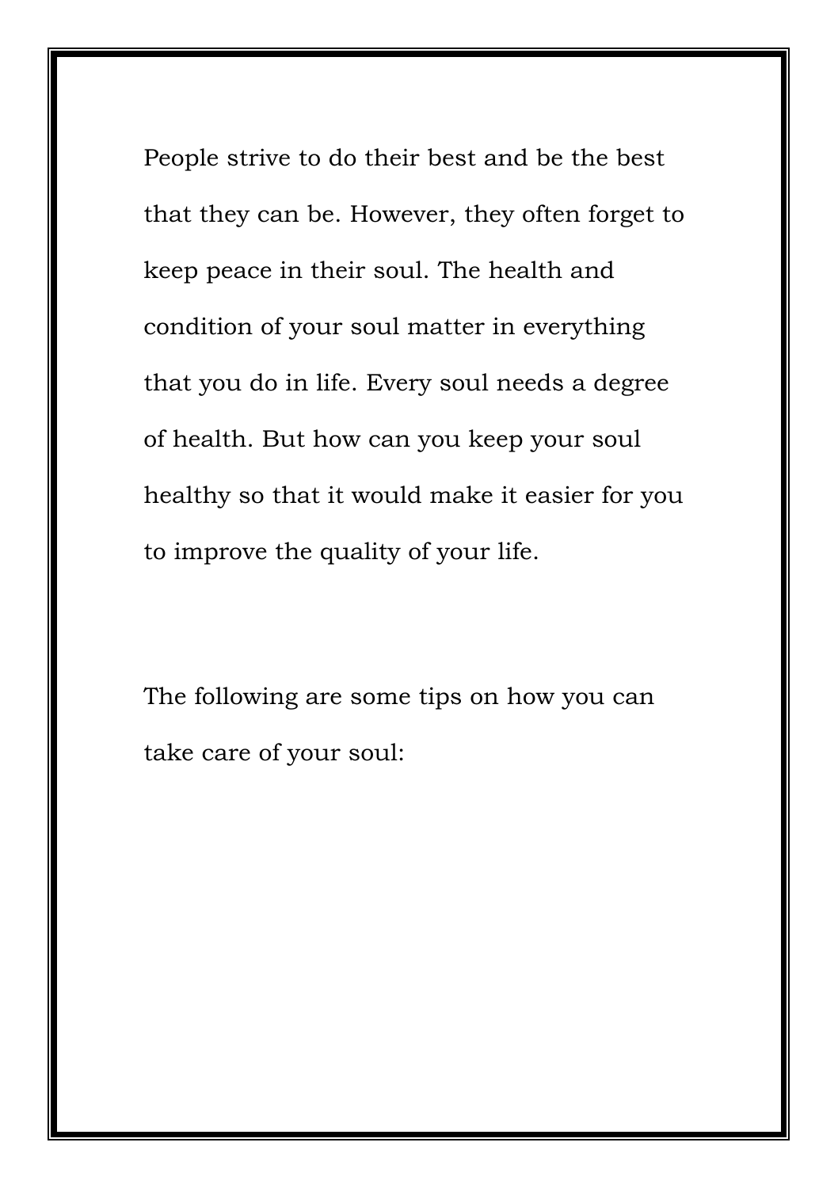People strive to do their best and be the best that they can be. However, they often forget to keep peace in their soul. The health and condition of your soul matter in everything that you do in life. Every soul needs a degree of health. But how can you keep your soul healthy so that it would make it easier for you to improve the quality of your life.

The following are some tips on how you can take care of your soul: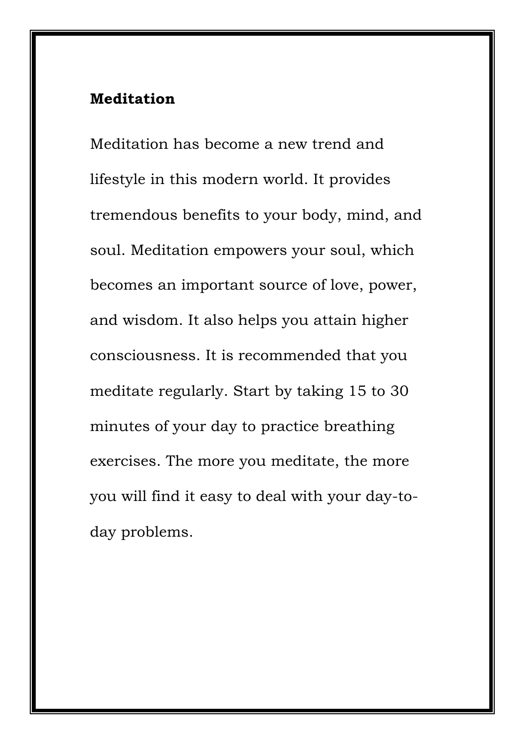**Meditation**

Meditation has become a new trend and lifestyle in this modern world. It provides tremendous benefits to your body, mind, and soul. Meditation empowers your soul, which becomes an important source of love, power, and wisdom. It also helps you attain higher consciousness. It is recommended that you meditate regularly. Start by taking 15 to 30 minutes of your day to practice breathing exercises. The more you meditate, the more you will find it easy to deal with your day-to-day problems.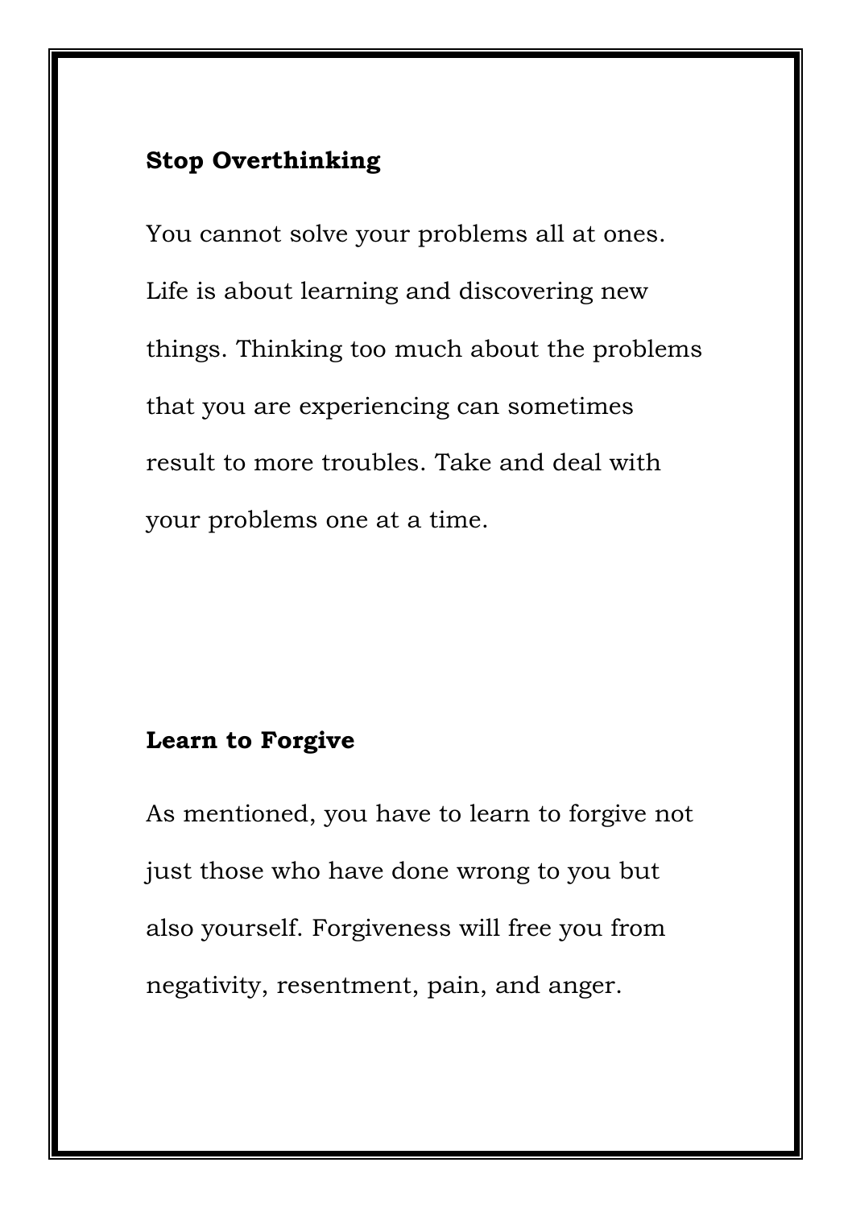**Stop Overthinking**

You cannot solve your problems all at ones. Life is about learning and discovering new things. Thinking too much about the problems that you are experiencing can sometimes result to more troubles. Take and deal with your problems one at a time.

**Learn to Forgive**

As mentioned, you have to learn to forgive not just those who have done wrong to you but also yourself. Forgiveness will free you from negativity, resentment, pain, and anger.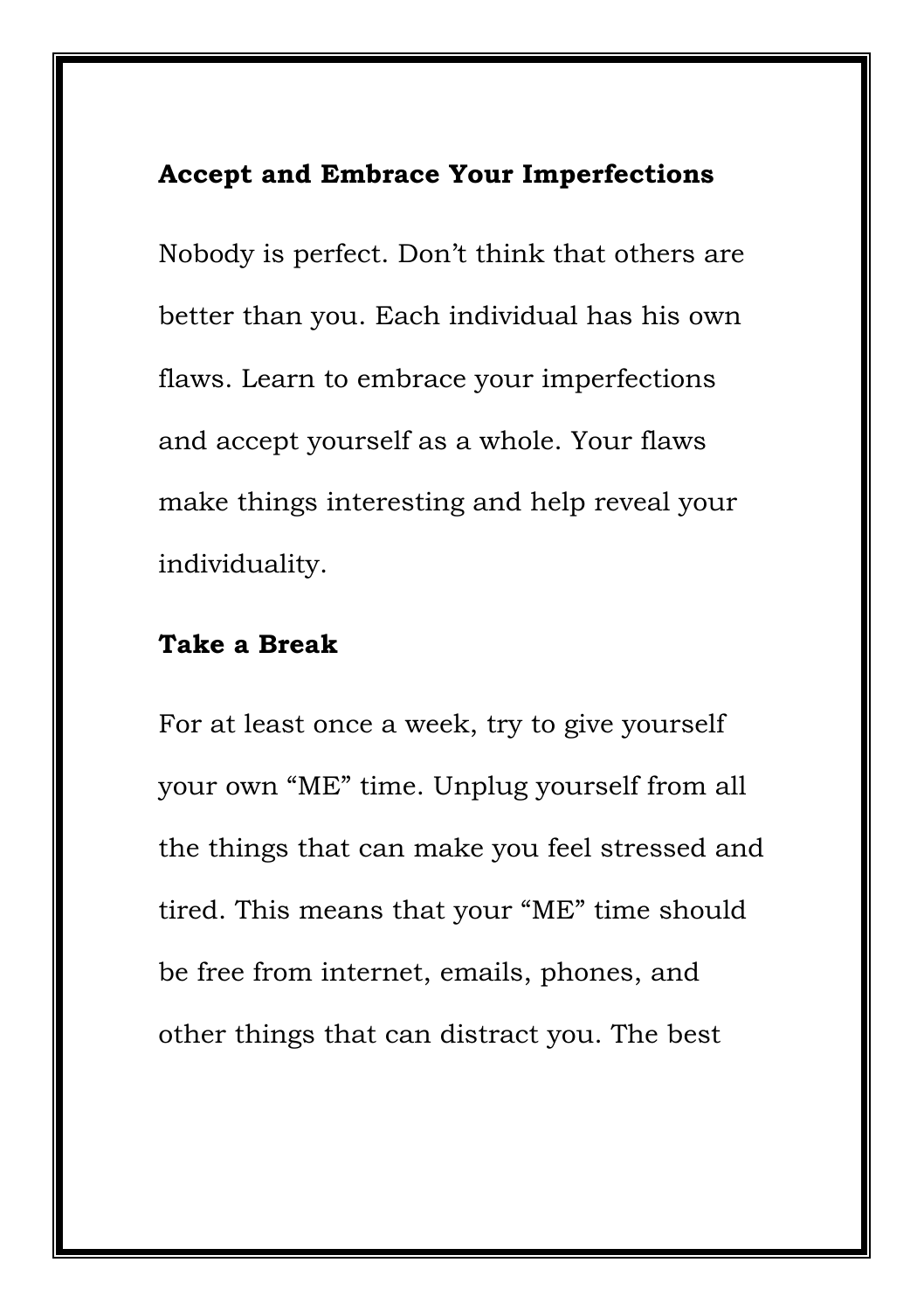**Accept and Embrace Your Imperfections**

Nobody is perfect. Don't think that others are better than you. Each individual has his own flaws. Learn to embrace your imperfections and accept yourself as a whole. Your flaws make things interesting and help reveal your individuality.

**Take a Break**

For at least once a week, try to give yourself your own "ME" time. Unplug yourself from all the things that can make you feel stressed and tired. This means that your "ME" time should be free from internet, emails, phones, and other things that can distract you. The best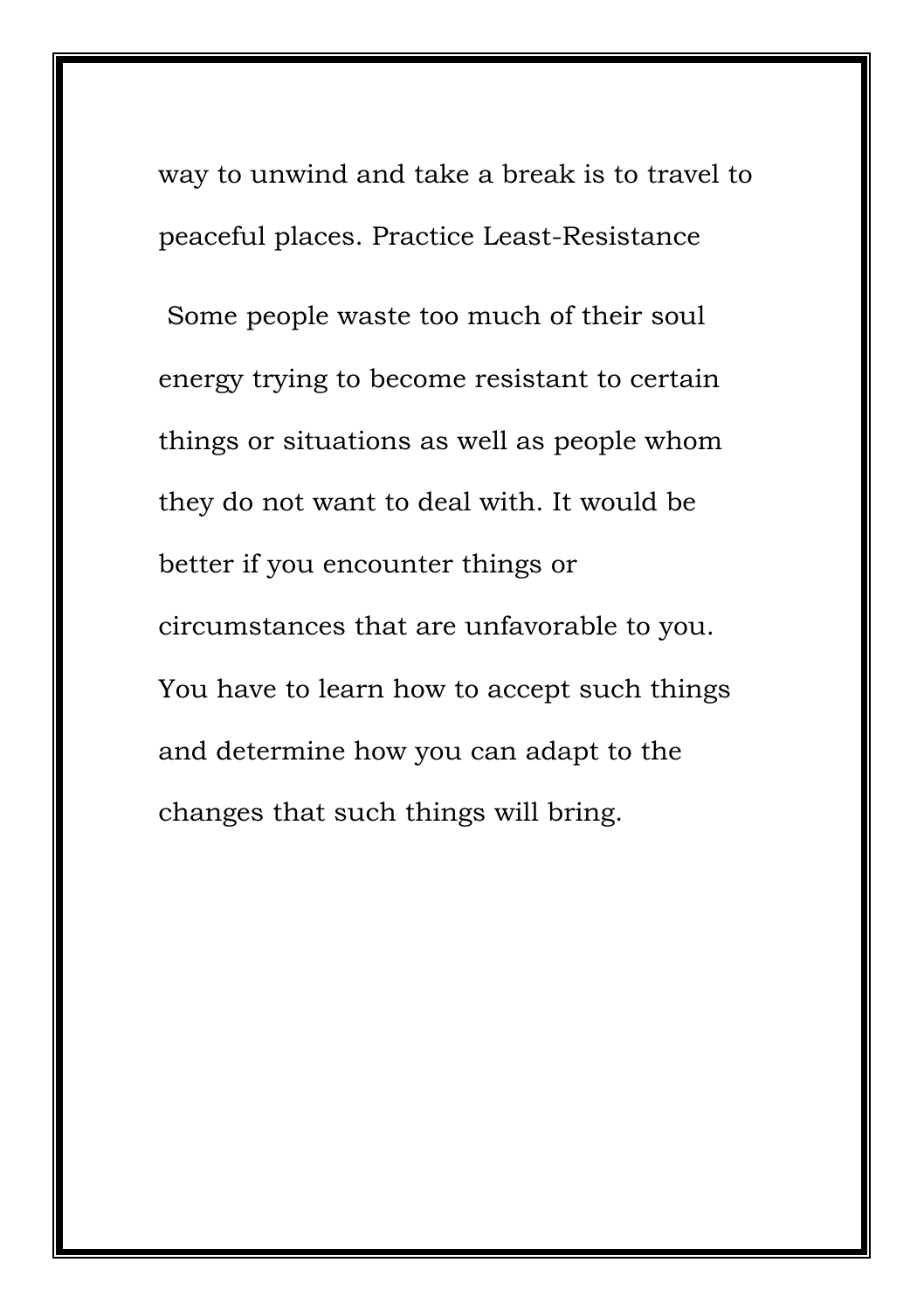way to unwind and take a break is to travel to peaceful places. Practice Least-Resistance

Some people waste too much of their soul energy trying to become resistant to certain things or situations as well as people whom they do not want to deal with. It would be better if you encounter things or circumstances that are unfavorable to you. You have to learn how to accept such things and determine how you can adapt to the changes that such things will bring.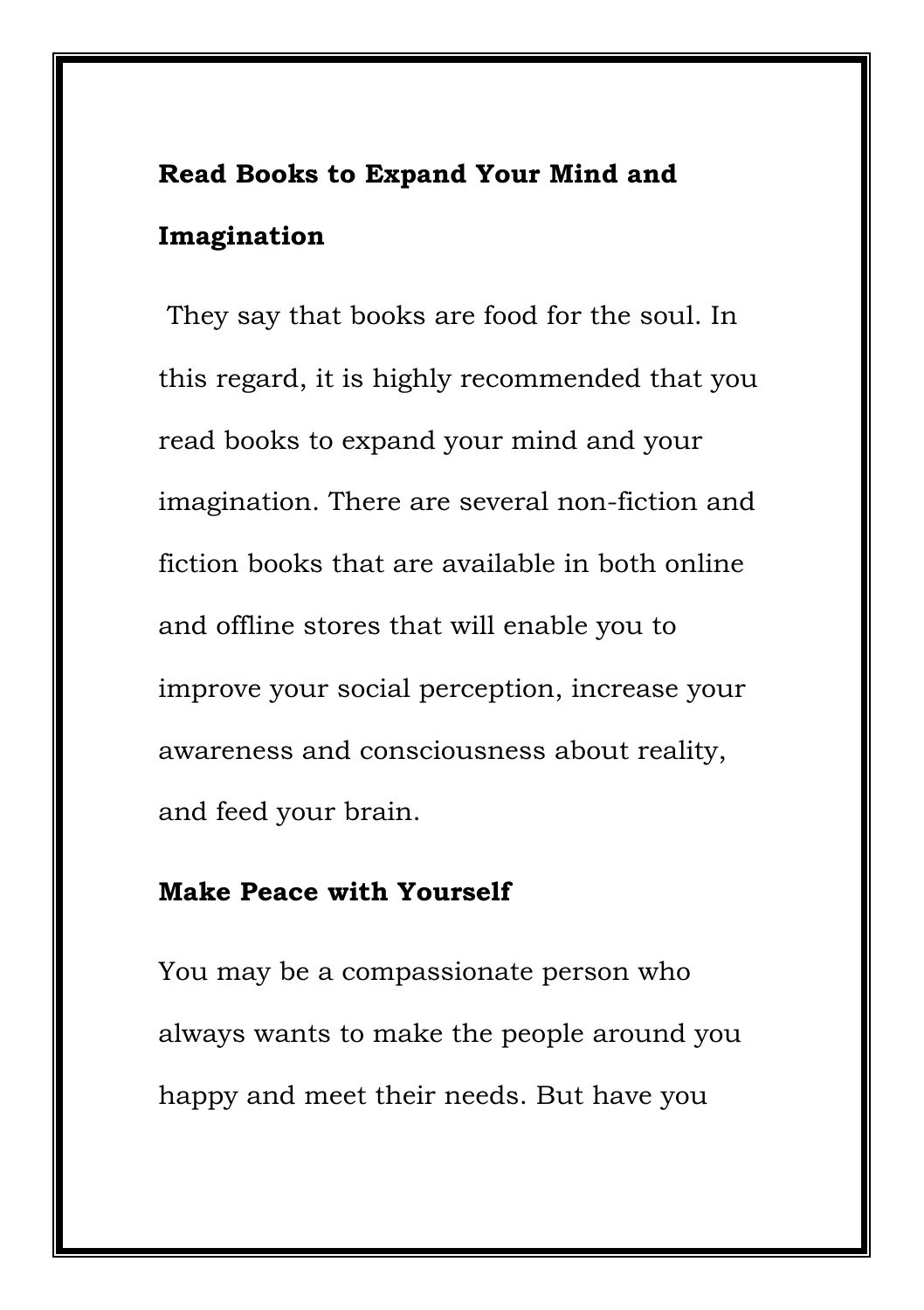## Read Books to Expand Your Mind and Imagination

They say that books are food for the soul. In this regard, it is highly recommended that you read books to expand your mind and your imagination. There are several non-fiction and fiction books that are available in both online and offline stores that will enable you to improve your social perception, increase your awareness and consciousness about reality, and feed your brain.

## Make Peace with Yourself

You may be a compassionate person who always wants to make the people around you happy and meet their needs. But have you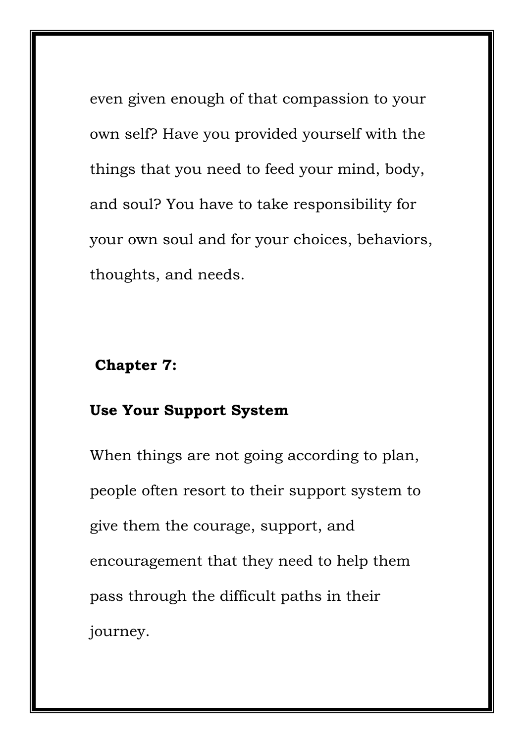even given enough of that compassion to your own self? Have you provided yourself with the things that you need to feed your mind, body, and soul? You have to take responsibility for your own soul and for your choices, behaviors, thoughts, and needs.

## Chapter 7:

## Use Your Support System

When things are not going according to plan, people often resort to their support system to give them the courage, support, and encouragement that they need to help them pass through the difficult paths in their journey.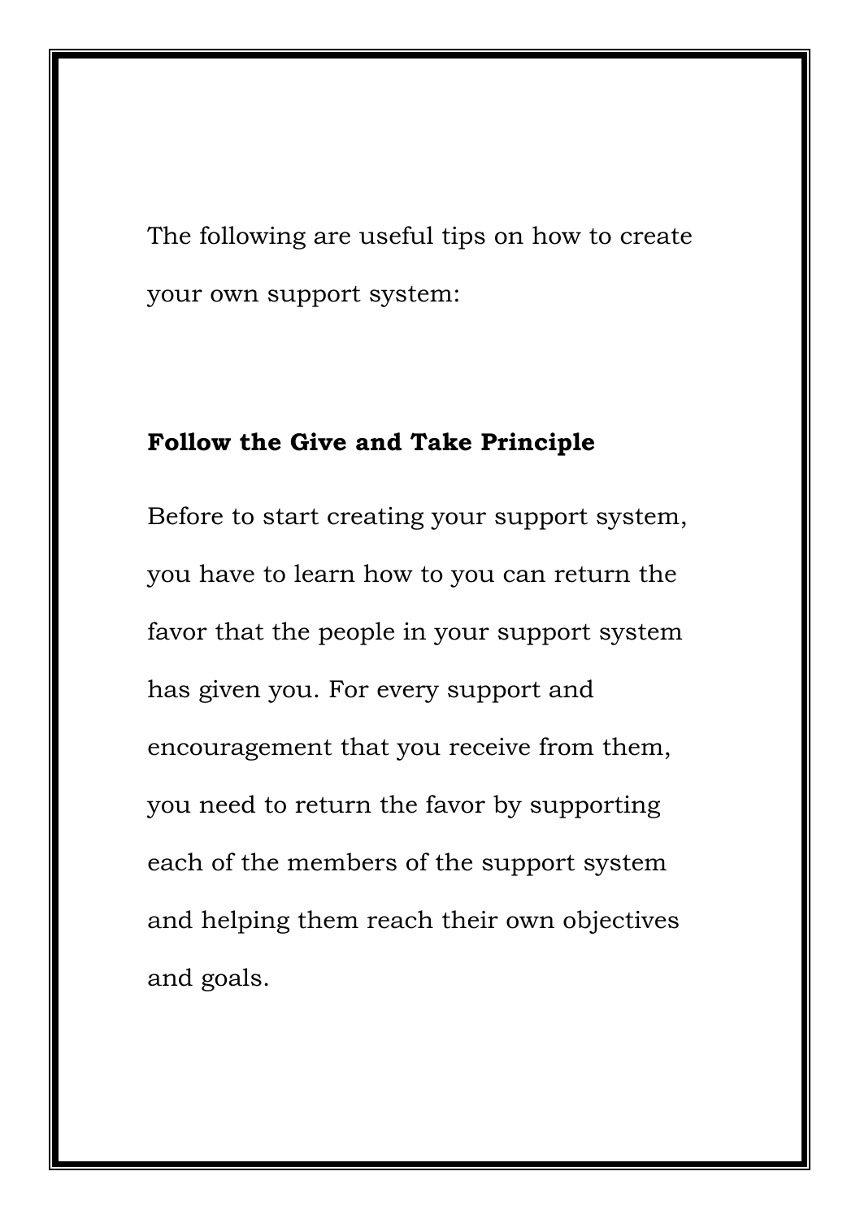The following are useful tips on how to create your own support system:

**Follow the Give and Take Principle**

Before to start creating your support system, you have to learn how to you can return the favor that the people in your support system has given you. For every support and encouragement that you receive from them, you need to return the favor by supporting each of the members of the support system and helping them reach their own objectives and goals.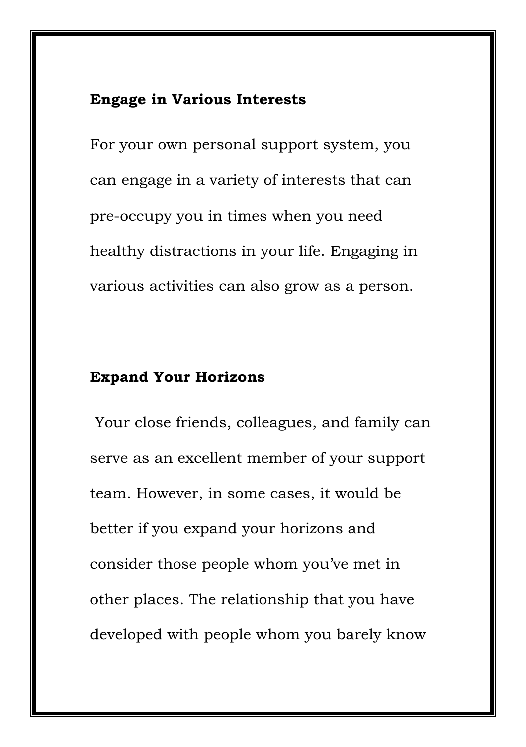**Engage in Various Interests**

For your own personal support system, you can engage in a variety of interests that can pre-occupy you in times when you need healthy distractions in your life. Engaging in various activities can also grow as a person.

**Expand Your Horizons**

Your close friends, colleagues, and family can serve as an excellent member of your support team. However, in some cases, it would be better if you expand your horizons and consider those people whom you've met in other places. The relationship that you have developed with people whom you barely know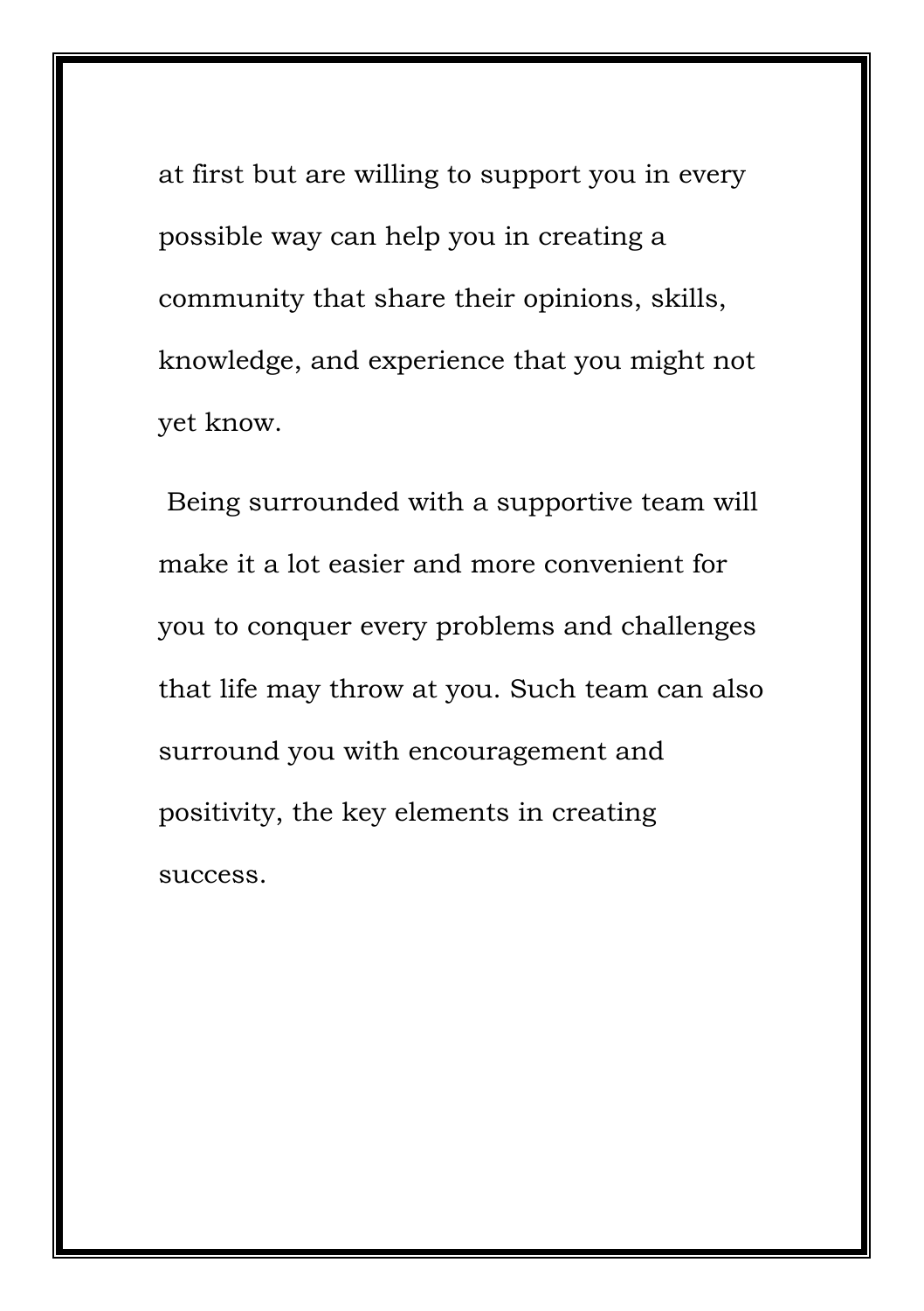at first but are willing to support you in every possible way can help you in creating a community that share their opinions, skills, knowledge, and experience that you might not yet know.

Being surrounded with a supportive team will make it a lot easier and more convenient for you to conquer every problems and challenges that life may throw at you. Such team can also surround you with encouragement and positivity, the key elements in creating success.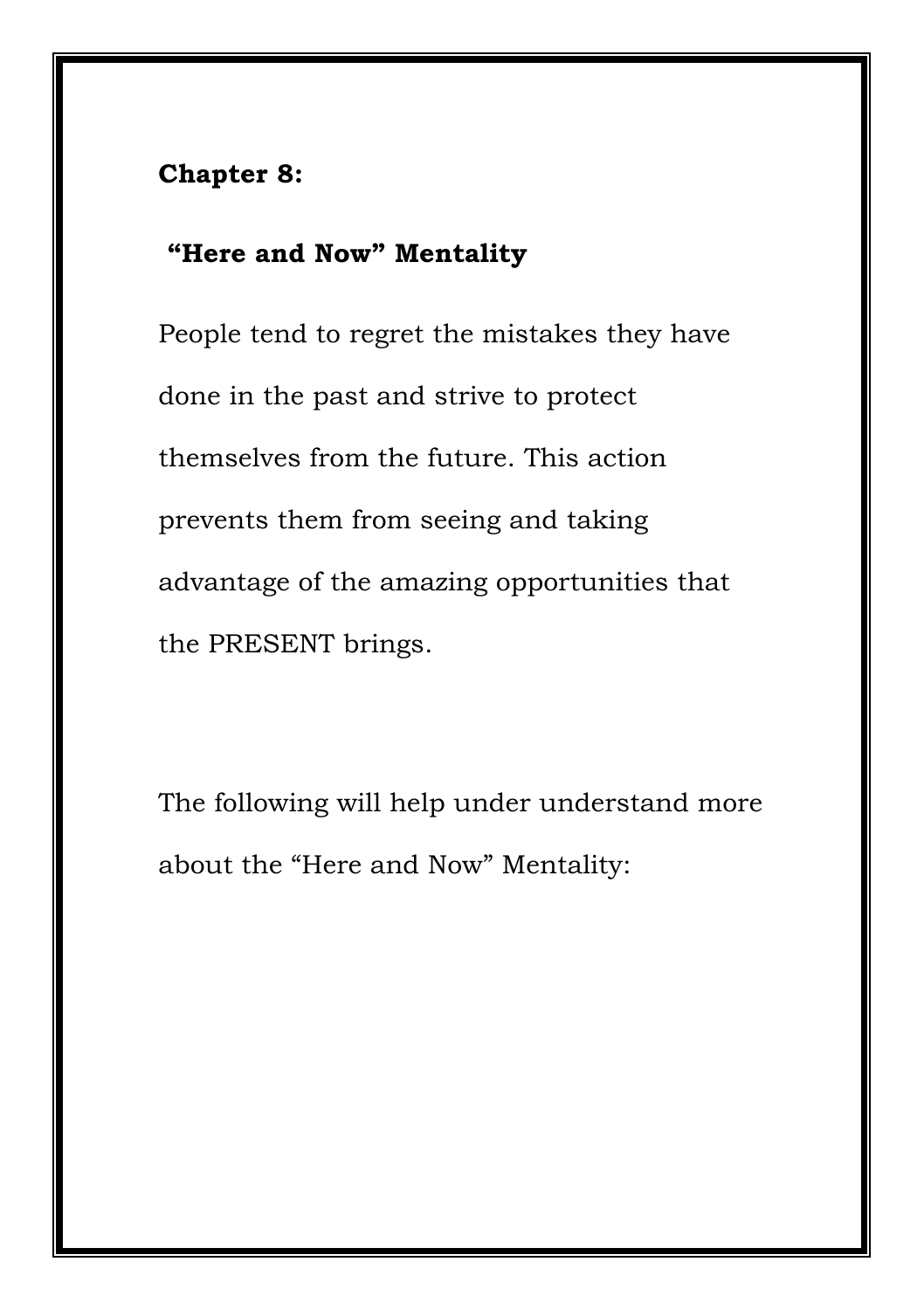## Chapter 8:

### "Here and Now" Mentality

People tend to regret the mistakes they have done in the past and strive to protect themselves from the future. This action prevents them from seeing and taking advantage of the amazing opportunities that the PRESENT brings.

The following will help under understand more about the "Here and Now" Mentality: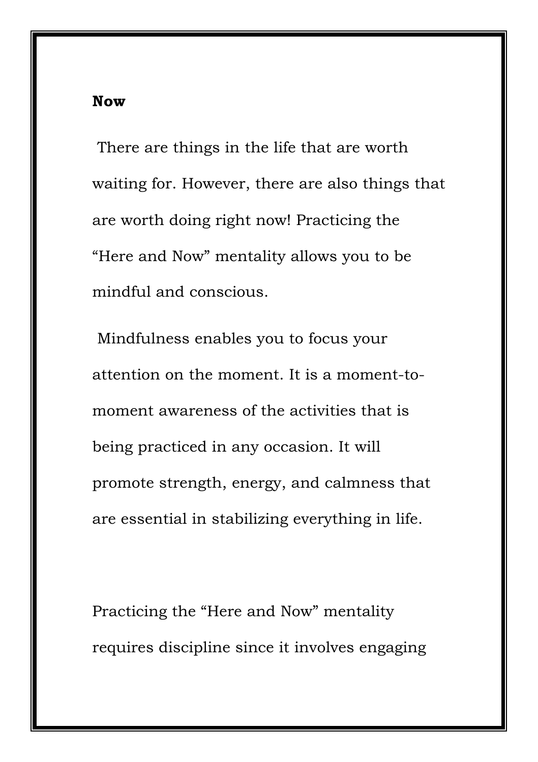**Now**

There are things in the life that are worth waiting for. However, there are also things that are worth doing right now! Practicing the "Here and Now" mentality allows you to be mindful and conscious.

Mindfulness enables you to focus your attention on the moment. It is a moment-to-moment awareness of the activities that is being practiced in any occasion. It will promote strength, energy, and calmness that are essential in stabilizing everything in life.

Practicing the "Here and Now" mentality requires discipline since it involves engaging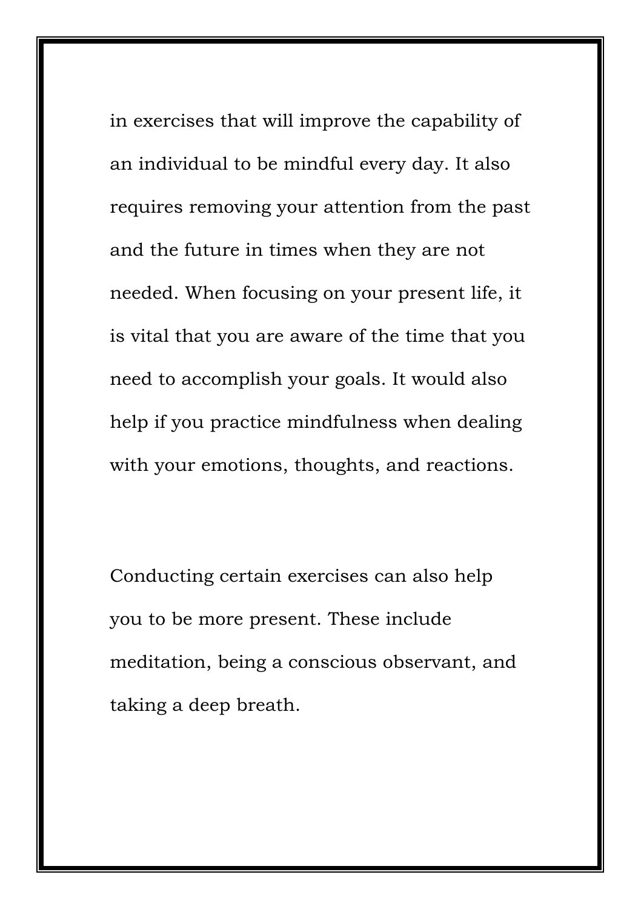in exercises that will improve the capability of an individual to be mindful every day. It also requires removing your attention from the past and the future in times when they are not needed. When focusing on your present life, it is vital that you are aware of the time that you need to accomplish your goals. It would also help if you practice mindfulness when dealing with your emotions, thoughts, and reactions.

Conducting certain exercises can also help you to be more present. These include meditation, being a conscious observant, and taking a deep breath.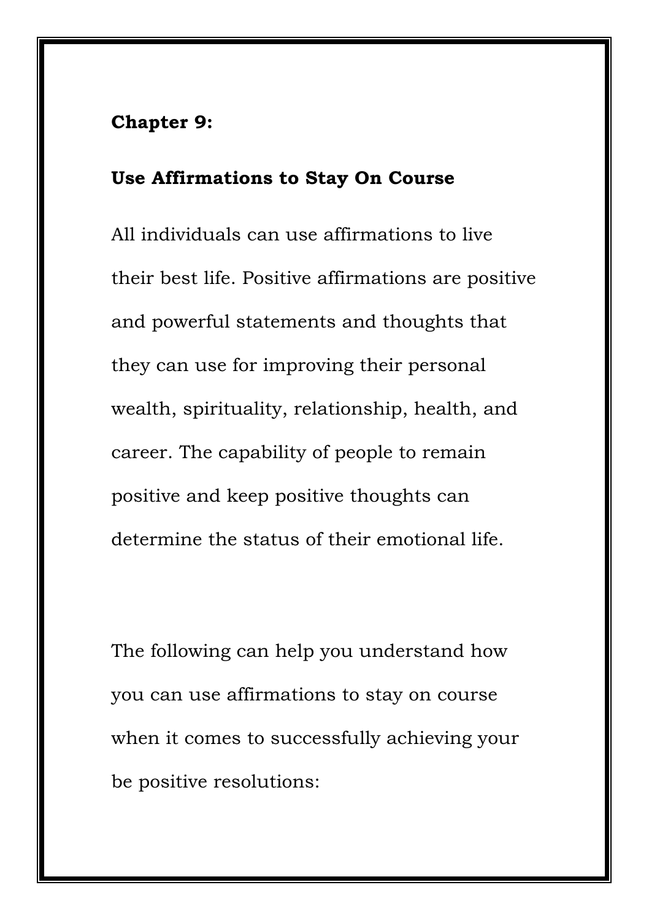**Chapter 9:**

**Use Affirmations to Stay On Course**

All individuals can use affirmations to live their best life. Positive affirmations are positive and powerful statements and thoughts that they can use for improving their personal wealth, spirituality, relationship, health, and career. The capability of people to remain positive and keep positive thoughts can determine the status of their emotional life.

The following can help you understand how you can use affirmations to stay on course when it comes to successfully achieving your be positive resolutions: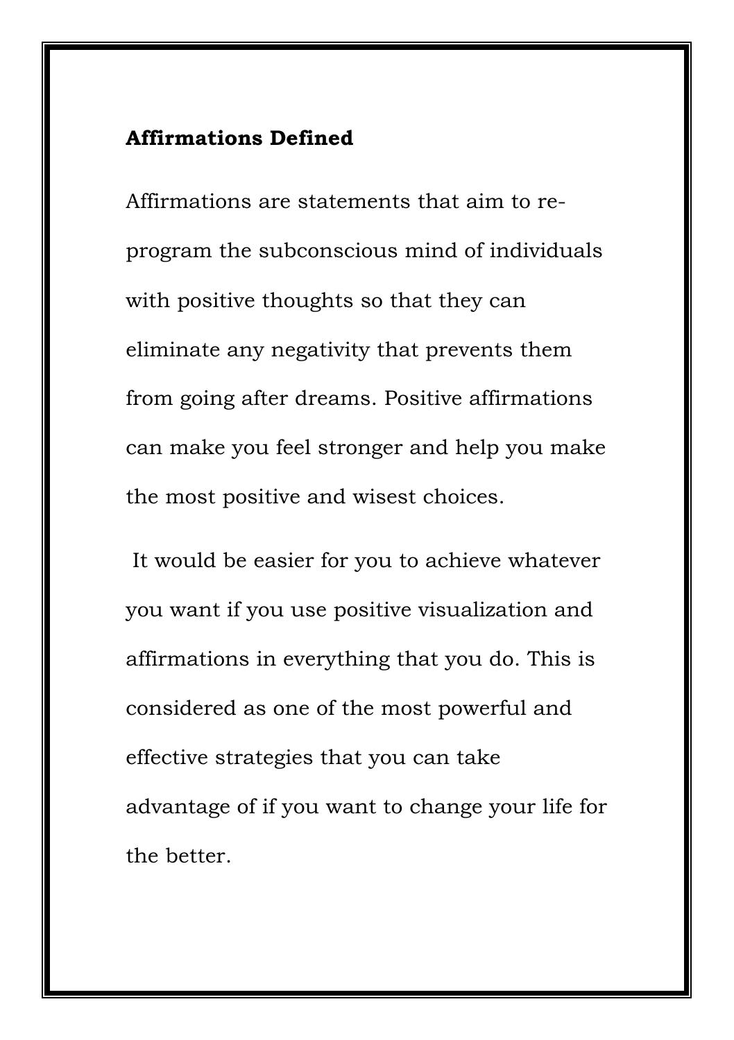**Affirmations Defined**

Affirmations are statements that aim to re-program the subconscious mind of individuals with positive thoughts so that they can eliminate any negativity that prevents them from going after dreams. Positive affirmations can make you feel stronger and help you make the most positive and wisest choices.

It would be easier for you to achieve whatever you want if you use positive visualization and affirmations in everything that you do. This is considered as one of the most powerful and effective strategies that you can take advantage of if you want to change your life for the better.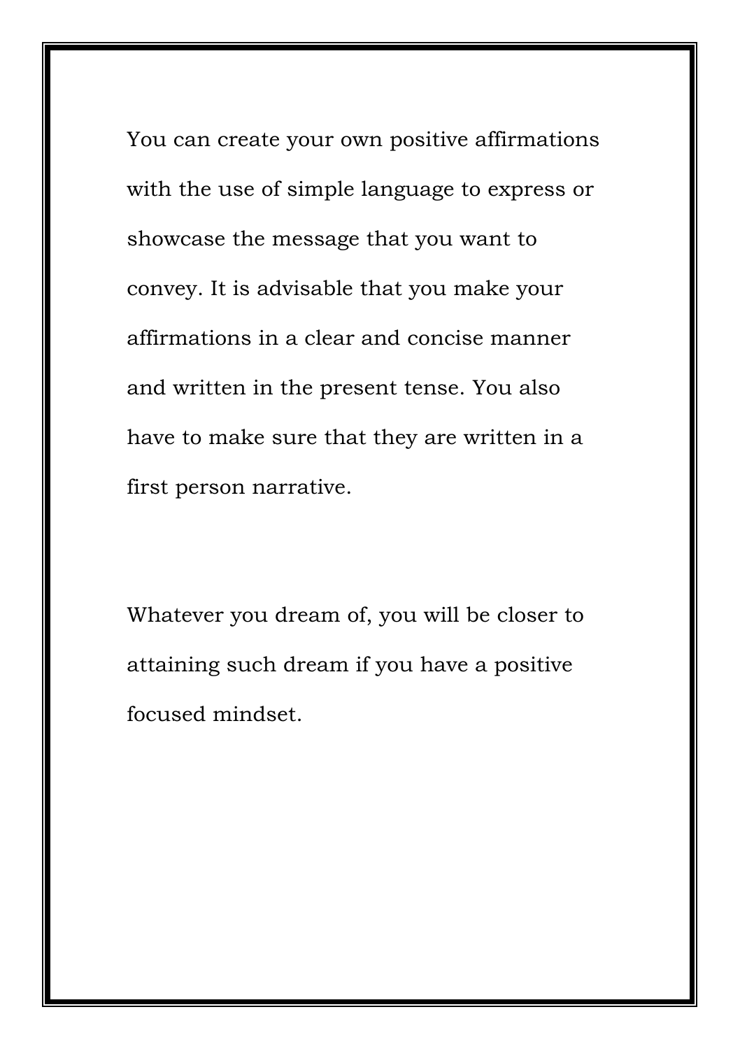You can create your own positive affirmations with the use of simple language to express or showcase the message that you want to convey. It is advisable that you make your affirmations in a clear and concise manner and written in the present tense. You also have to make sure that they are written in a first person narrative.

Whatever you dream of, you will be closer to attaining such dream if you have a positive focused mindset.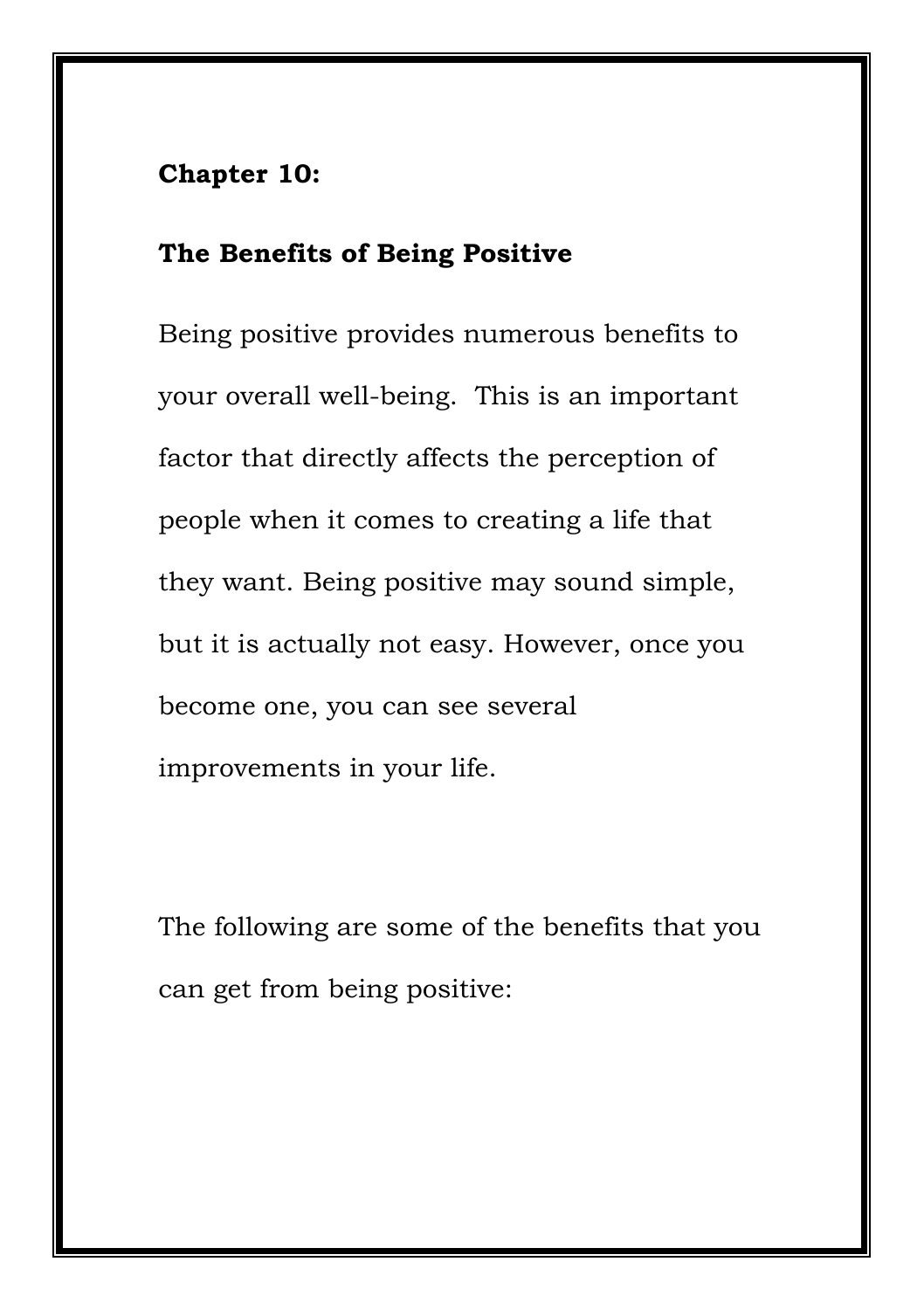**Chapter 10:**

## The Benefits of Being Positive

Being positive provides numerous benefits to your overall well-being.  This is an important factor that directly affects the perception of people when it comes to creating a life that they want. Being positive may sound simple, but it is actually not easy. However, once you become one, you can see several improvements in your life.

The following are some of the benefits that you can get from being positive: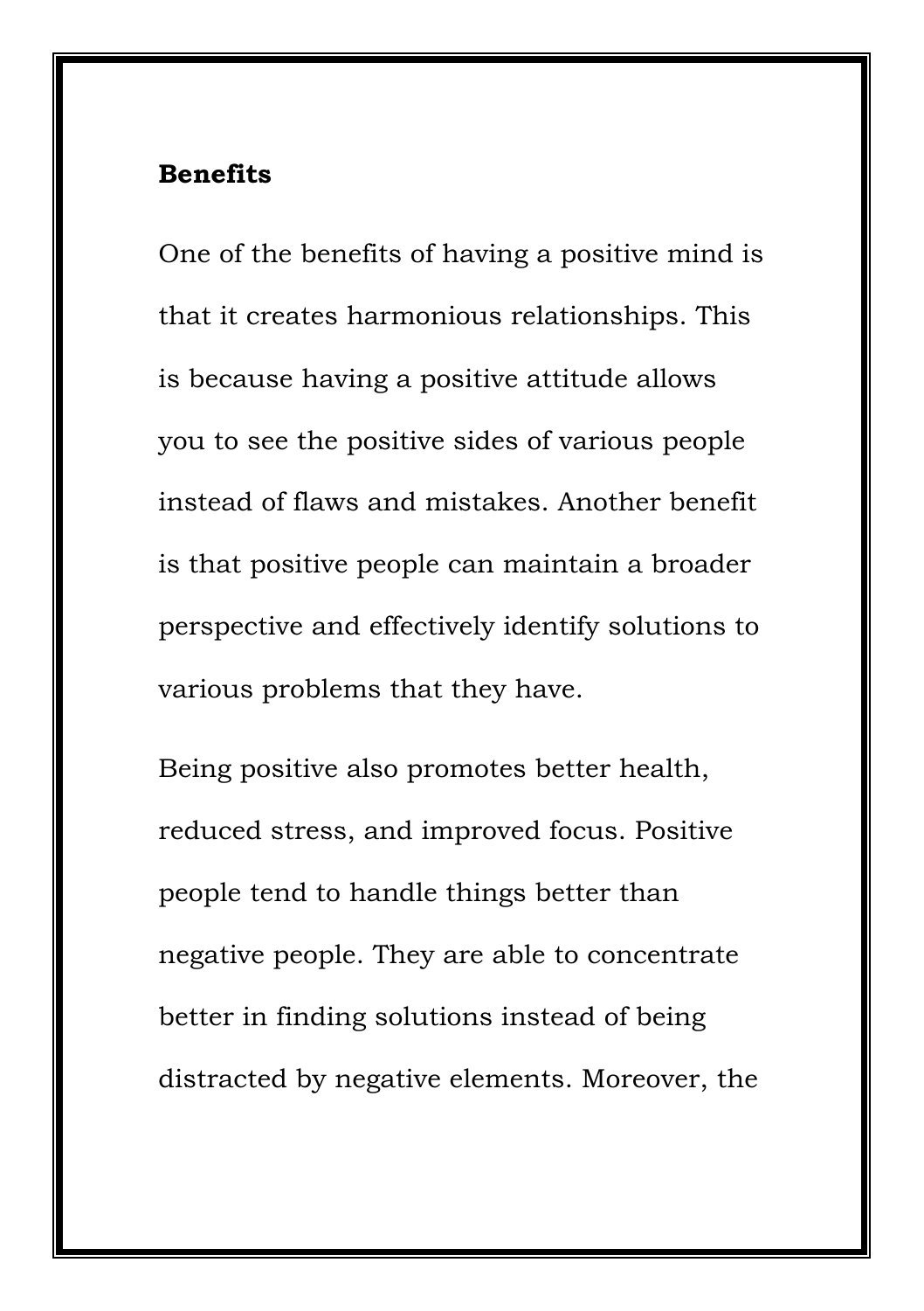**Benefits**

One of the benefits of having a positive mind is that it creates harmonious relationships. This is because having a positive attitude allows you to see the positive sides of various people instead of flaws and mistakes. Another benefit is that positive people can maintain a broader perspective and effectively identify solutions to various problems that they have.

Being positive also promotes better health, reduced stress, and improved focus. Positive people tend to handle things better than negative people. They are able to concentrate better in finding solutions instead of being distracted by negative elements. Moreover, the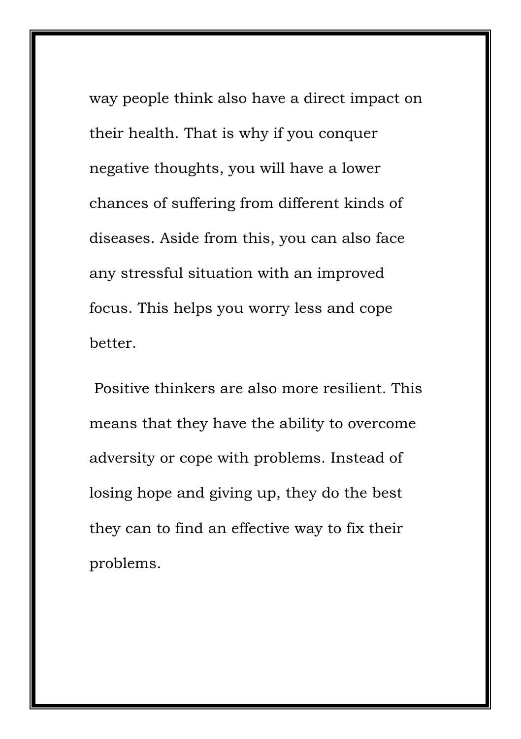way people think also have a direct impact on their health. That is why if you conquer negative thoughts, you will have a lower chances of suffering from different kinds of diseases. Aside from this, you can also face any stressful situation with an improved focus. This helps you worry less and cope better.

Positive thinkers are also more resilient. This means that they have the ability to overcome adversity or cope with problems. Instead of losing hope and giving up, they do the best they can to find an effective way to fix their problems.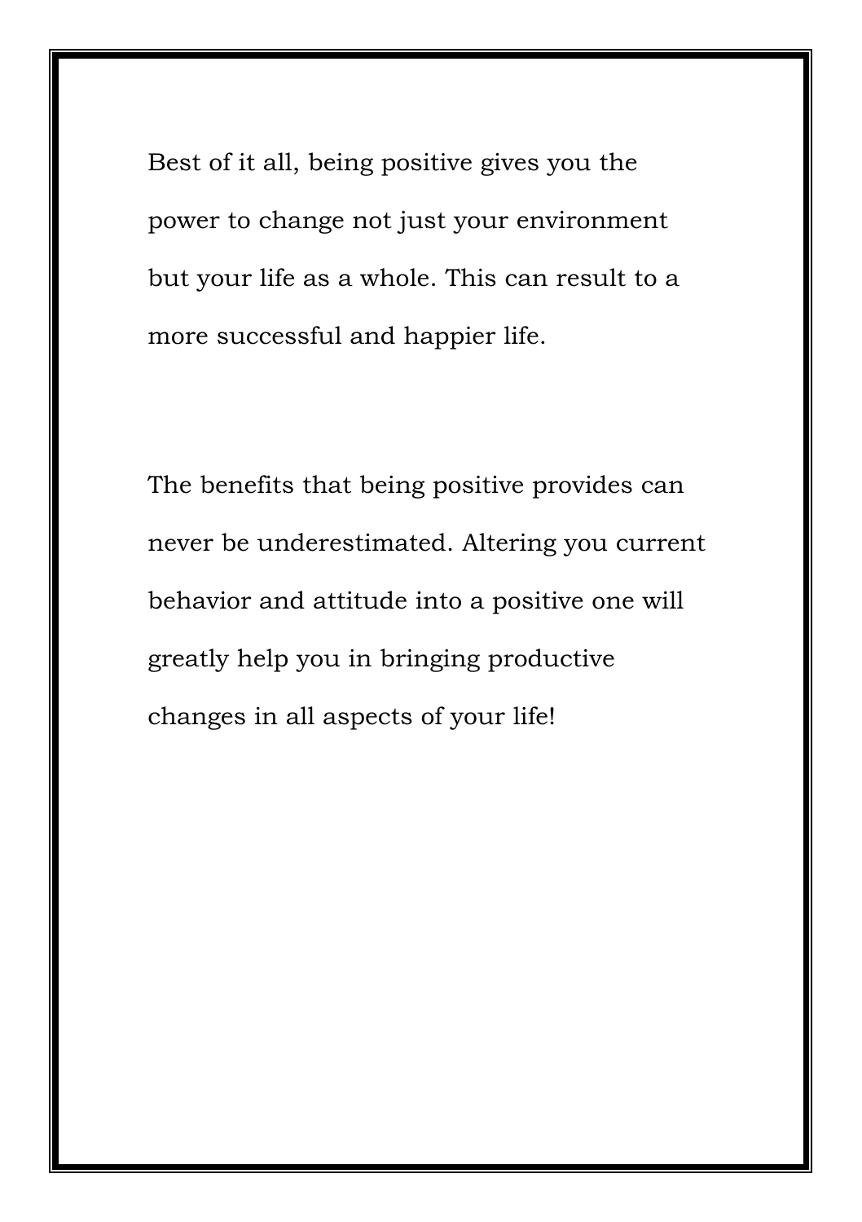Best of it all, being positive gives you the power to change not just your environment but your life as a whole. This can result to a more successful and happier life.

The benefits that being positive provides can never be underestimated. Altering you current behavior and attitude into a positive one will greatly help you in bringing productive changes in all aspects of your life!